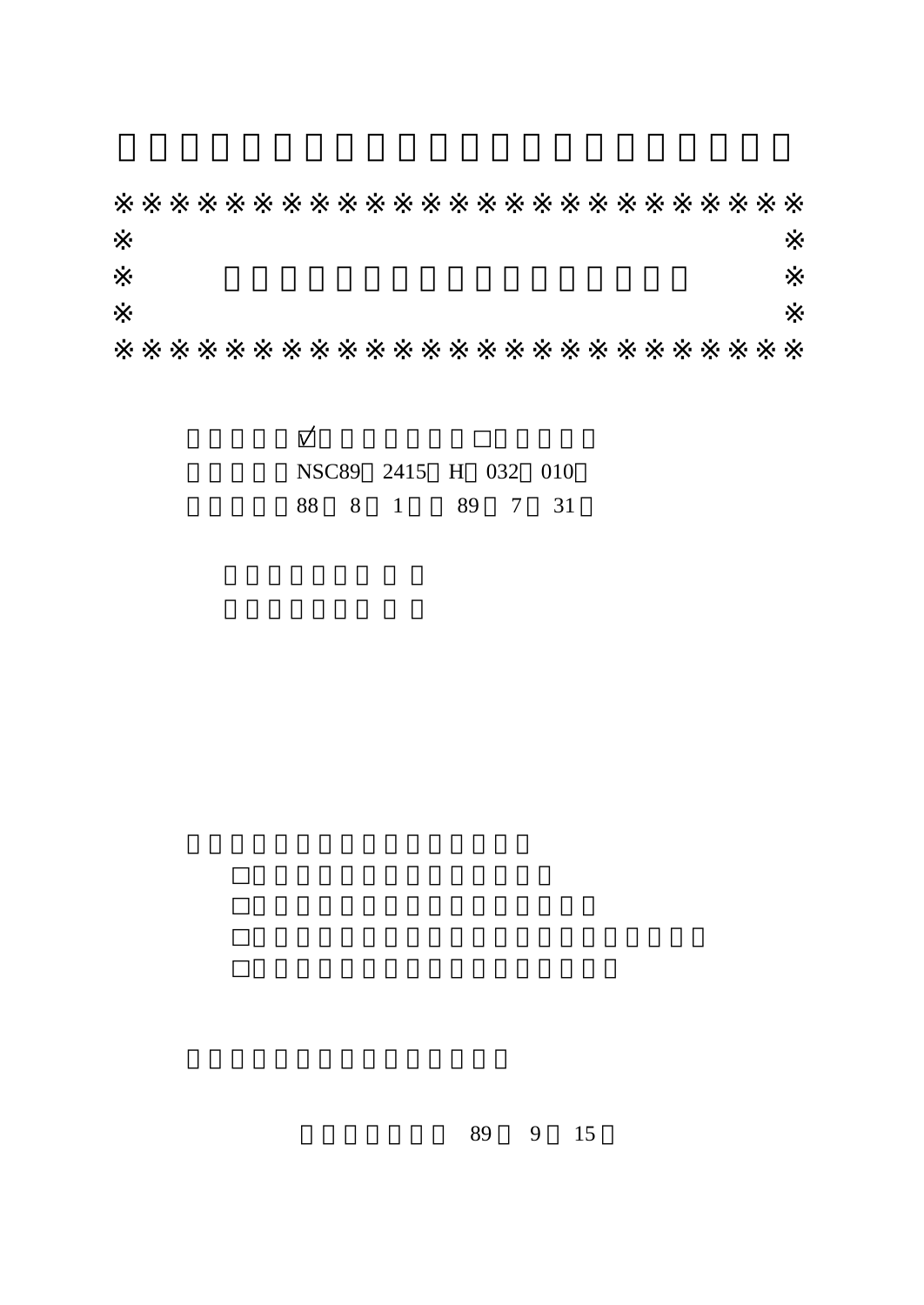※※※※※※※※※※※※※※※※※※※※※※※※※
※　　　　　　　　　　　　　　　　　　　　　　　※
※　　　　　　　　　　　　　　　　　　　　　　　※
※　　　　　　　　　　　　　　　　　　　　　　　※
※※※※※※※※※※※※※※※※※※※※※※※※※

☑　　　　　　□

NSC89　2415　H　032　010

88　8　1　　89　7　31

□

□

□

□

89　9　15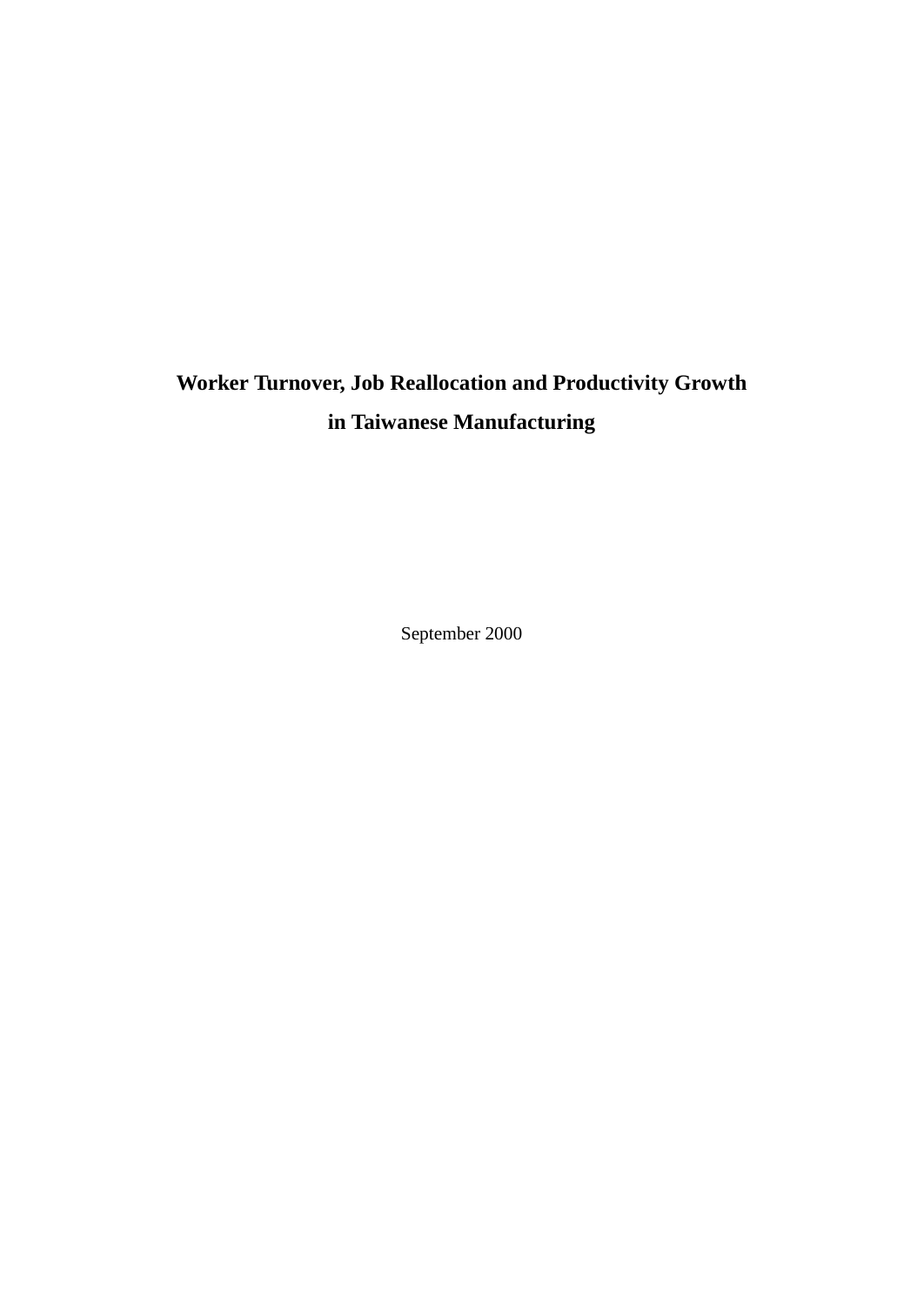# Worker Turnover, Job Reallocation and Productivity Growth in Taiwanese Manufacturing

September 2000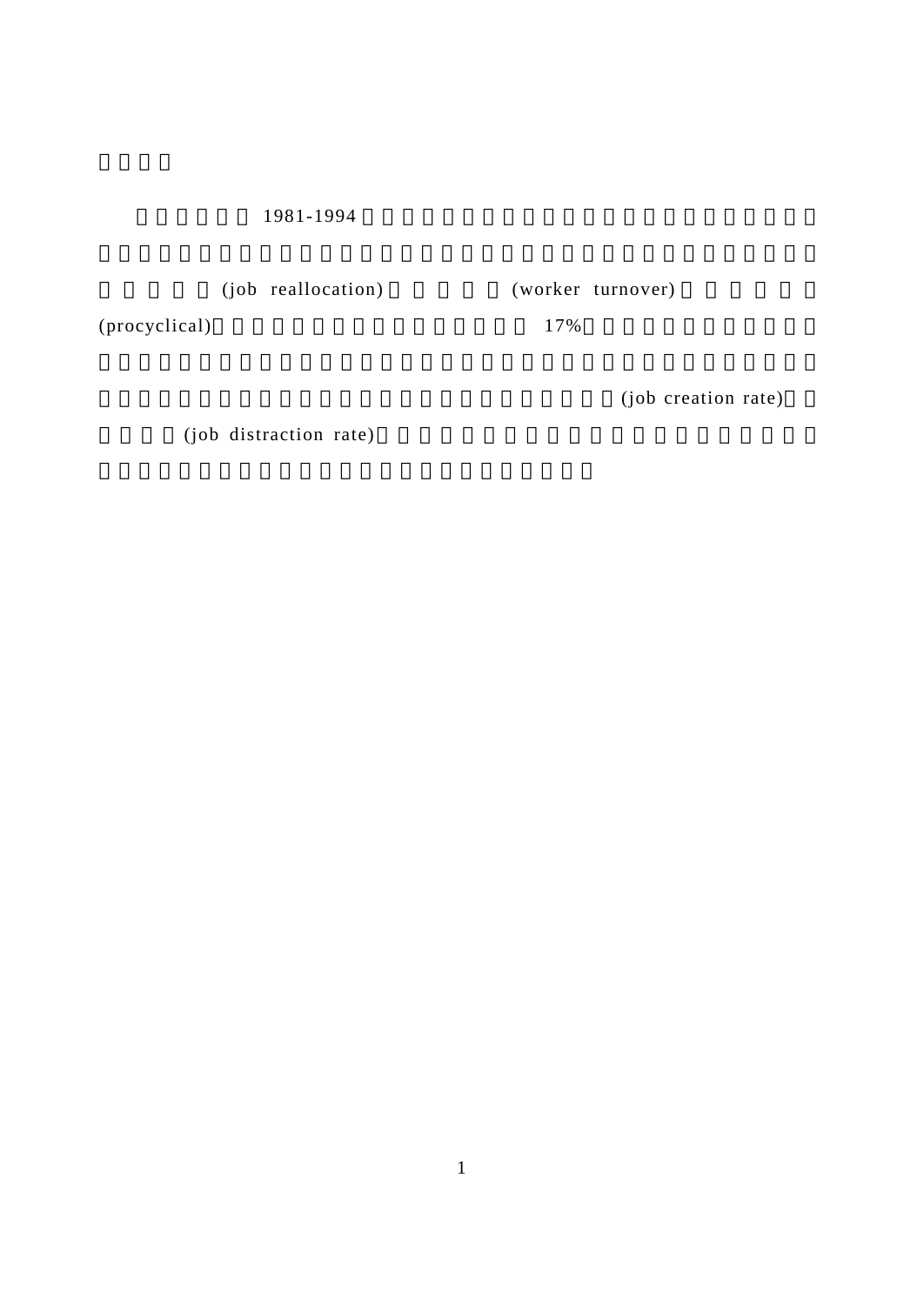1981-1994 (job reallocation) (worker turnover) (procyclical) 17% (job creation rate) (job distraction rate)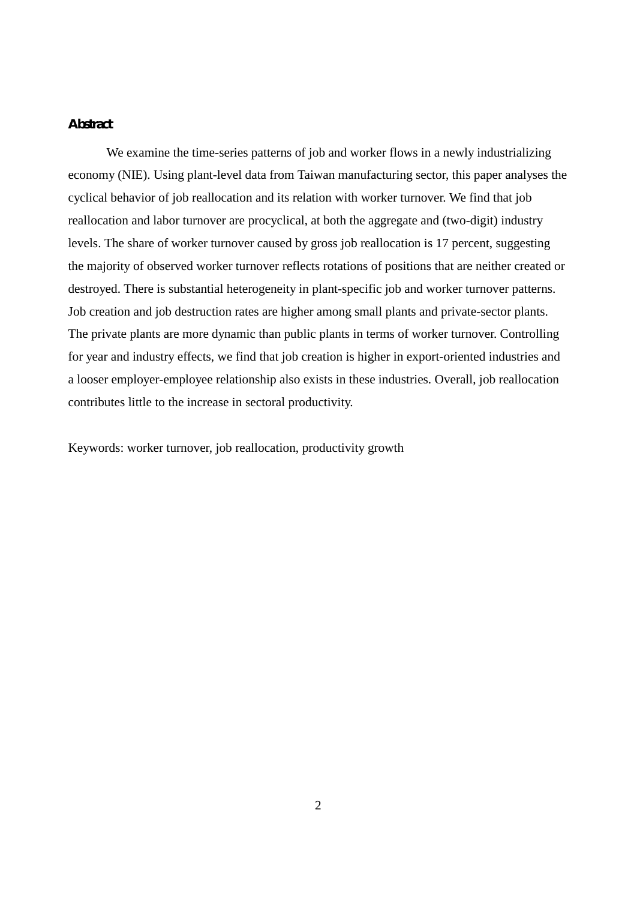**Abstract**

We examine the time-series patterns of job and worker flows in a newly industrializing economy (NIE). Using plant-level data from Taiwan manufacturing sector, this paper analyses the cyclical behavior of job reallocation and its relation with worker turnover. We find that job reallocation and labor turnover are procyclical, at both the aggregate and (two-digit) industry levels. The share of worker turnover caused by gross job reallocation is 17 percent, suggesting the majority of observed worker turnover reflects rotations of positions that are neither created or destroyed. There is substantial heterogeneity in plant-specific job and worker turnover patterns. Job creation and job destruction rates are higher among small plants and private-sector plants. The private plants are more dynamic than public plants in terms of worker turnover. Controlling for year and industry effects, we find that job creation is higher in export-oriented industries and a looser employer-employee relationship also exists in these industries. Overall, job reallocation contributes little to the increase in sectoral productivity.

Keywords: worker turnover, job reallocation, productivity growth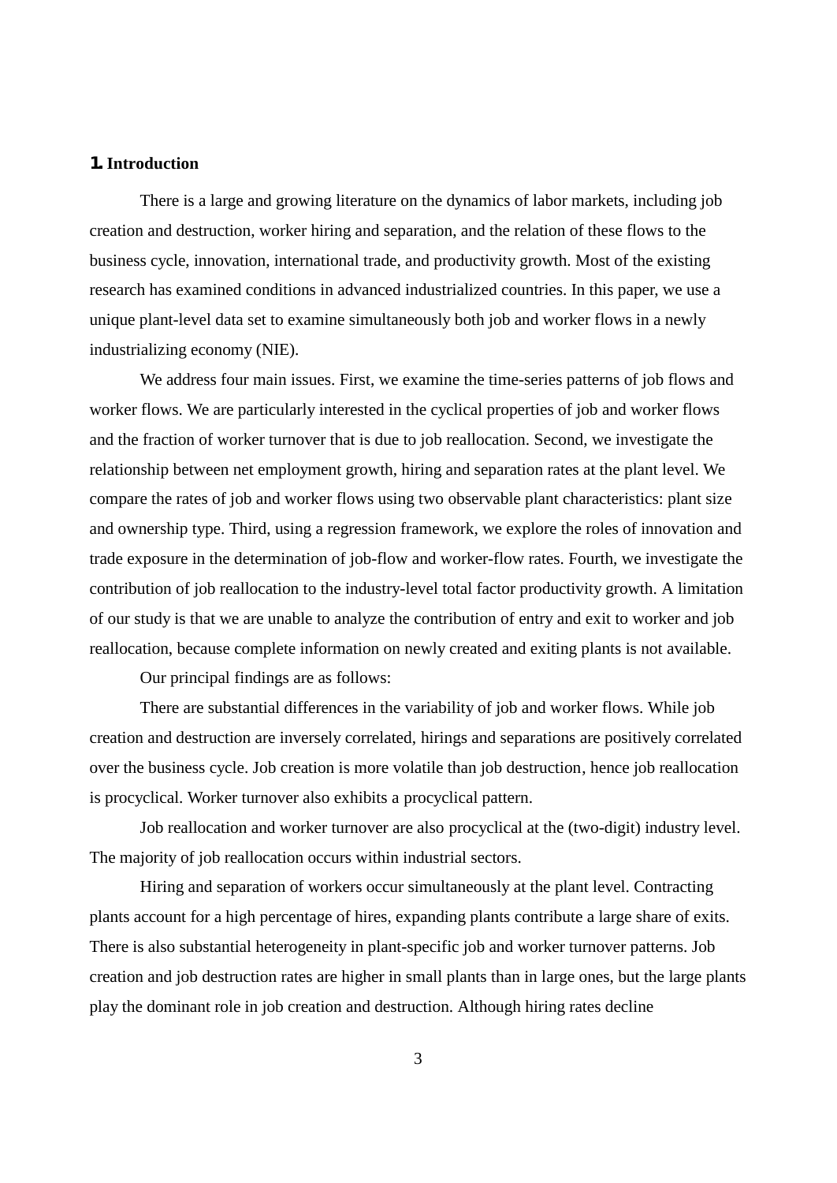# 1. Introduction

There is a large and growing literature on the dynamics of labor markets, including job creation and destruction, worker hiring and separation, and the relation of these flows to the business cycle, innovation, international trade, and productivity growth. Most of the existing research has examined conditions in advanced industrialized countries. In this paper, we use a unique plant-level data set to examine simultaneously both job and worker flows in a newly industrializing economy (NIE).

We address four main issues. First, we examine the time-series patterns of job flows and worker flows. We are particularly interested in the cyclical properties of job and worker flows and the fraction of worker turnover that is due to job reallocation. Second, we investigate the relationship between net employment growth, hiring and separation rates at the plant level. We compare the rates of job and worker flows using two observable plant characteristics: plant size and ownership type. Third, using a regression framework, we explore the roles of innovation and trade exposure in the determination of job-flow and worker-flow rates. Fourth, we investigate the contribution of job reallocation to the industry-level total factor productivity growth. A limitation of our study is that we are unable to analyze the contribution of entry and exit to worker and job reallocation, because complete information on newly created and exiting plants is not available.

Our principal findings are as follows:

There are substantial differences in the variability of job and worker flows. While job creation and destruction are inversely correlated, hirings and separations are positively correlated over the business cycle. Job creation is more volatile than job destruction, hence job reallocation is procyclical. Worker turnover also exhibits a procyclical pattern.

Job reallocation and worker turnover are also procyclical at the (two-digit) industry level. The majority of job reallocation occurs within industrial sectors.

Hiring and separation of workers occur simultaneously at the plant level. Contracting plants account for a high percentage of hires, expanding plants contribute a large share of exits. There is also substantial heterogeneity in plant-specific job and worker turnover patterns. Job creation and job destruction rates are higher in small plants than in large ones, but the large plants play the dominant role in job creation and destruction. Although hiring rates decline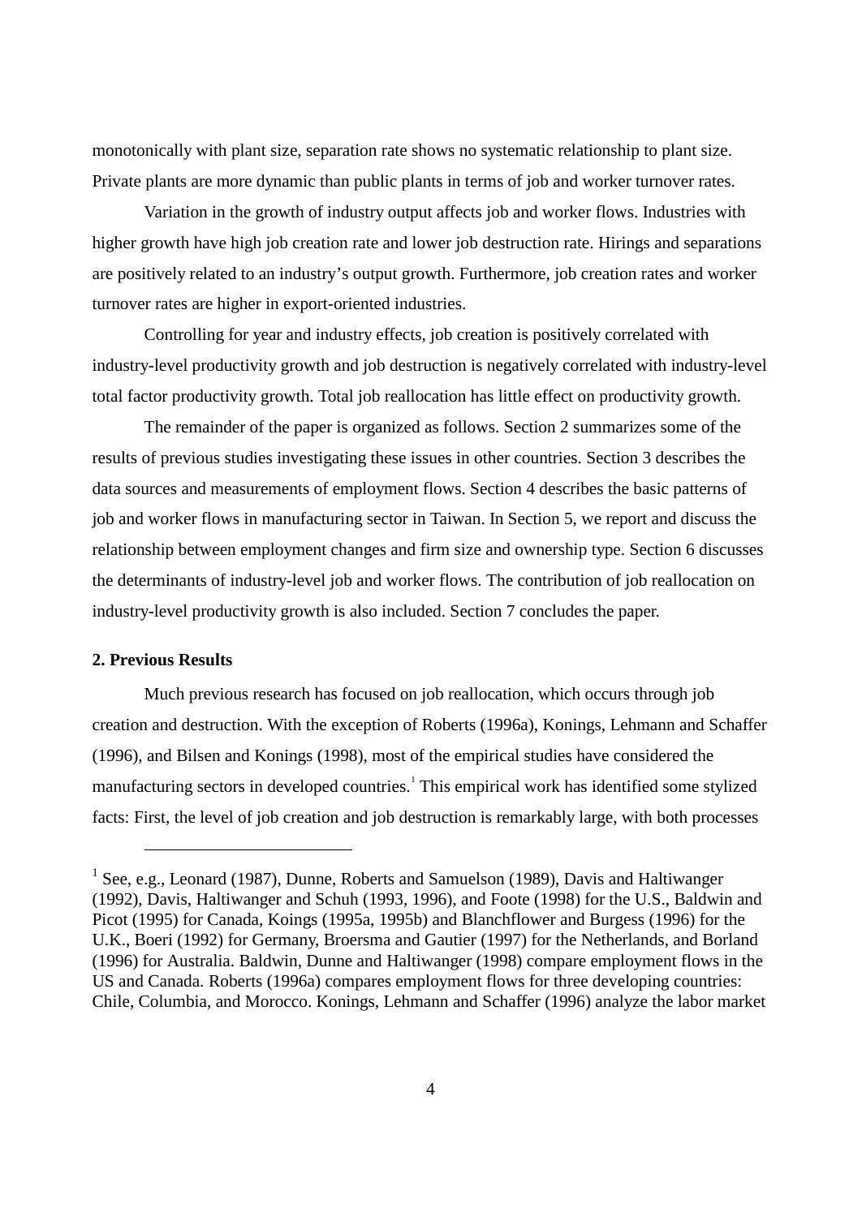monotonically with plant size, separation rate shows no systematic relationship to plant size. Private plants are more dynamic than public plants in terms of job and worker turnover rates.

Variation in the growth of industry output affects job and worker flows. Industries with higher growth have high job creation rate and lower job destruction rate. Hirings and separations are positively related to an industry's output growth. Furthermore, job creation rates and worker turnover rates are higher in export-oriented industries.

Controlling for year and industry effects, job creation is positively correlated with industry-level productivity growth and job destruction is negatively correlated with industry-level total factor productivity growth. Total job reallocation has little effect on productivity growth.

The remainder of the paper is organized as follows. Section 2 summarizes some of the results of previous studies investigating these issues in other countries. Section 3 describes the data sources and measurements of employment flows. Section 4 describes the basic patterns of job and worker flows in manufacturing sector in Taiwan. In Section 5, we report and discuss the relationship between employment changes and firm size and ownership type. Section 6 discusses the determinants of industry-level job and worker flows. The contribution of job reallocation on industry-level productivity growth is also included. Section 7 concludes the paper.

## 2. Previous Results

Much previous research has focused on job reallocation, which occurs through job creation and destruction. With the exception of Roberts (1996a), Konings, Lehmann and Schaffer (1996), and Bilsen and Konings (1998), most of the empirical studies have considered the manufacturing sectors in developed countries.[1] This empirical work has identified some stylized facts: First, the level of job creation and job destruction is remarkably large, with both processes

[1] See, e.g., Leonard (1987), Dunne, Roberts and Samuelson (1989), Davis and Haltiwanger (1992), Davis, Haltiwanger and Schuh (1993, 1996), and Foote (1998) for the U.S., Baldwin and Picot (1995) for Canada, Koings (1995a, 1995b) and Blanchflower and Burgess (1996) for the U.K., Boeri (1992) for Germany, Broersma and Gautier (1997) for the Netherlands, and Borland (1996) for Australia. Baldwin, Dunne and Haltiwanger (1998) compare employment flows in the US and Canada. Roberts (1996a) compares employment flows for three developing countries: Chile, Columbia, and Morocco. Konings, Lehmann and Schaffer (1996) analyze the labor market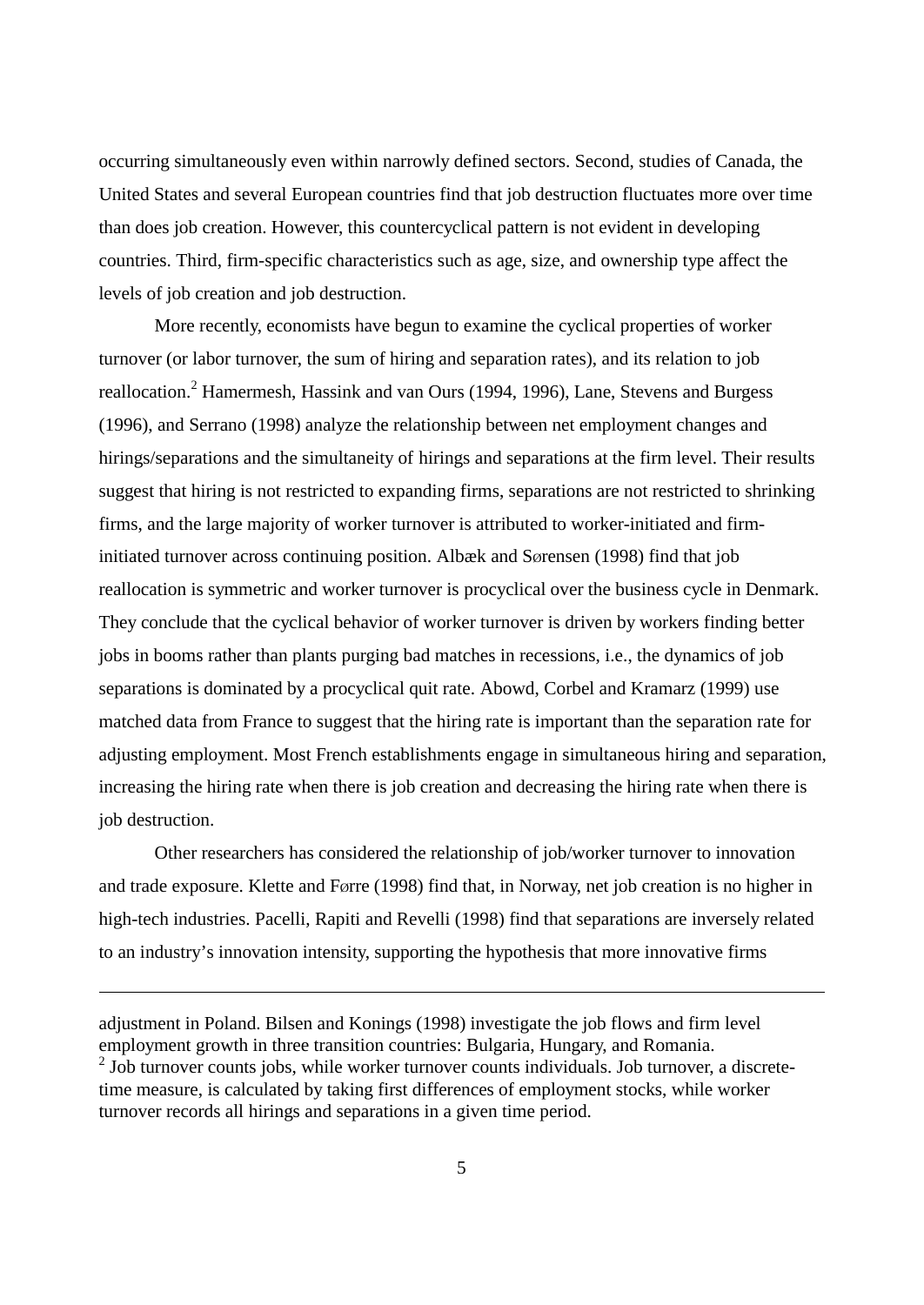occurring simultaneously even within narrowly defined sectors. Second, studies of Canada, the United States and several European countries find that job destruction fluctuates more over time than does job creation. However, this countercyclical pattern is not evident in developing countries. Third, firm-specific characteristics such as age, size, and ownership type affect the levels of job creation and job destruction.

More recently, economists have begun to examine the cyclical properties of worker turnover (or labor turnover, the sum of hiring and separation rates), and its relation to job reallocation.[2] Hamermesh, Hassink and van Ours (1994, 1996), Lane, Stevens and Burgess (1996), and Serrano (1998) analyze the relationship between net employment changes and hirings/separations and the simultaneity of hirings and separations at the firm level. Their results suggest that hiring is not restricted to expanding firms, separations are not restricted to shrinking firms, and the large majority of worker turnover is attributed to worker-initiated and firm-initiated turnover across continuing position. Albæk and Sørensen (1998) find that job reallocation is symmetric and worker turnover is procyclical over the business cycle in Denmark. They conclude that the cyclical behavior of worker turnover is driven by workers finding better jobs in booms rather than plants purging bad matches in recessions, i.e., the dynamics of job separations is dominated by a procyclical quit rate. Abowd, Corbel and Kramarz (1999) use matched data from France to suggest that the hiring rate is important than the separation rate for adjusting employment. Most French establishments engage in simultaneous hiring and separation, increasing the hiring rate when there is job creation and decreasing the hiring rate when there is job destruction.

Other researchers has considered the relationship of job/worker turnover to innovation and trade exposure. Klette and Førre (1998) find that, in Norway, net job creation is no higher in high-tech industries. Pacelli, Rapiti and Revelli (1998) find that separations are inversely related to an industry's innovation intensity, supporting the hypothesis that more innovative firms

---

adjustment in Poland. Bilsen and Konings (1998) investigate the job flows and firm level employment growth in three transition countries: Bulgaria, Hungary, and Romania.

[2] Job turnover counts jobs, while worker turnover counts individuals. Job turnover, a discrete-time measure, is calculated by taking first differences of employment stocks, while worker turnover records all hirings and separations in a given time period.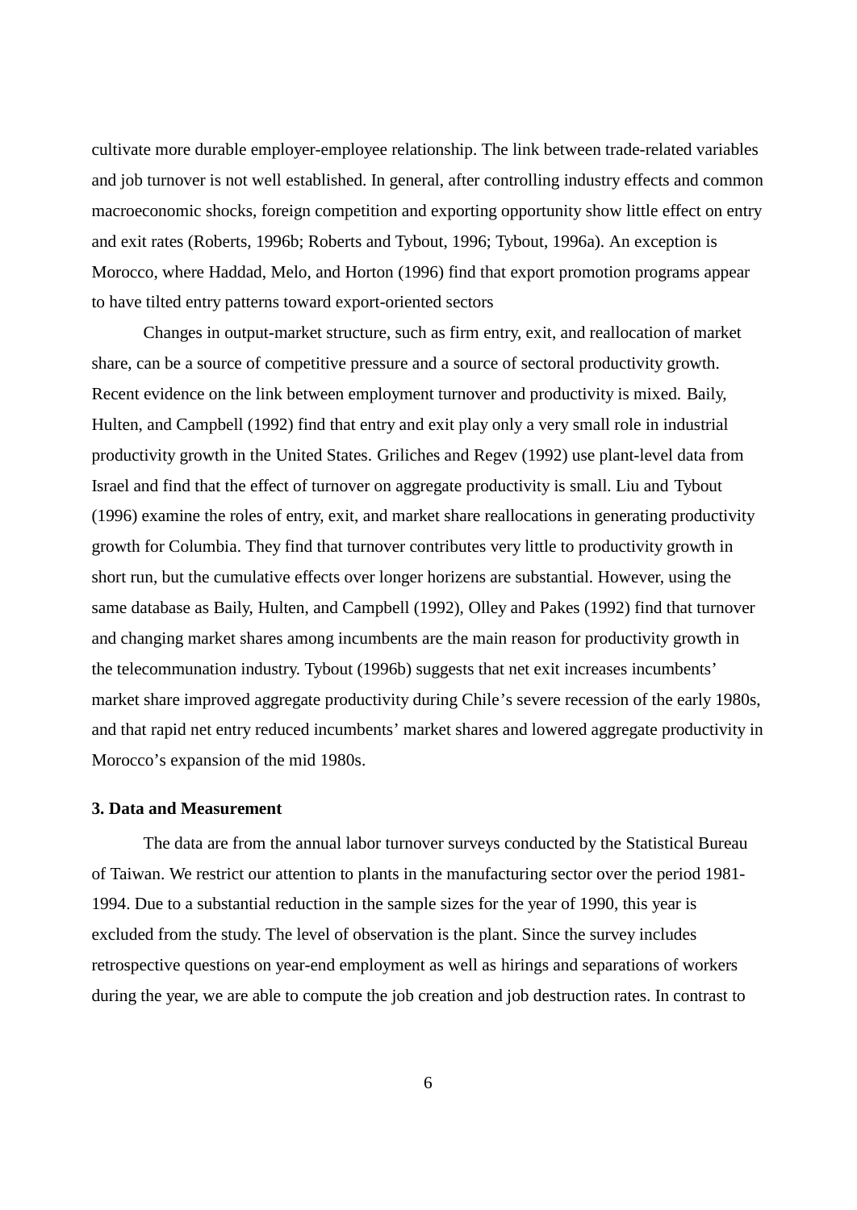cultivate more durable employer-employee relationship. The link between trade-related variables and job turnover is not well established. In general, after controlling industry effects and common macroeconomic shocks, foreign competition and exporting opportunity show little effect on entry and exit rates (Roberts, 1996b; Roberts and Tybout, 1996; Tybout, 1996a). An exception is Morocco, where Haddad, Melo, and Horton (1996) find that export promotion programs appear to have tilted entry patterns toward export-oriented sectors

Changes in output-market structure, such as firm entry, exit, and reallocation of market share, can be a source of competitive pressure and a source of sectoral productivity growth. Recent evidence on the link between employment turnover and productivity is mixed. Baily, Hulten, and Campbell (1992) find that entry and exit play only a very small role in industrial productivity growth in the United States. Griliches and Regev (1992) use plant-level data from Israel and find that the effect of turnover on aggregate productivity is small. Liu and Tybout (1996) examine the roles of entry, exit, and market share reallocations in generating productivity growth for Columbia. They find that turnover contributes very little to productivity growth in short run, but the cumulative effects over longer horizens are substantial. However, using the same database as Baily, Hulten, and Campbell (1992), Olley and Pakes (1992) find that turnover and changing market shares among incumbents are the main reason for productivity growth in the telecommunation industry. Tybout (1996b) suggests that net exit increases incumbents' market share improved aggregate productivity during Chile's severe recession of the early 1980s, and that rapid net entry reduced incumbents' market shares and lowered aggregate productivity in Morocco's expansion of the mid 1980s.

### 3. Data and Measurement

The data are from the annual labor turnover surveys conducted by the Statistical Bureau of Taiwan. We restrict our attention to plants in the manufacturing sector over the period 1981-1994. Due to a substantial reduction in the sample sizes for the year of 1990, this year is excluded from the study. The level of observation is the plant. Since the survey includes retrospective questions on year-end employment as well as hirings and separations of workers during the year, we are able to compute the job creation and job destruction rates. In contrast to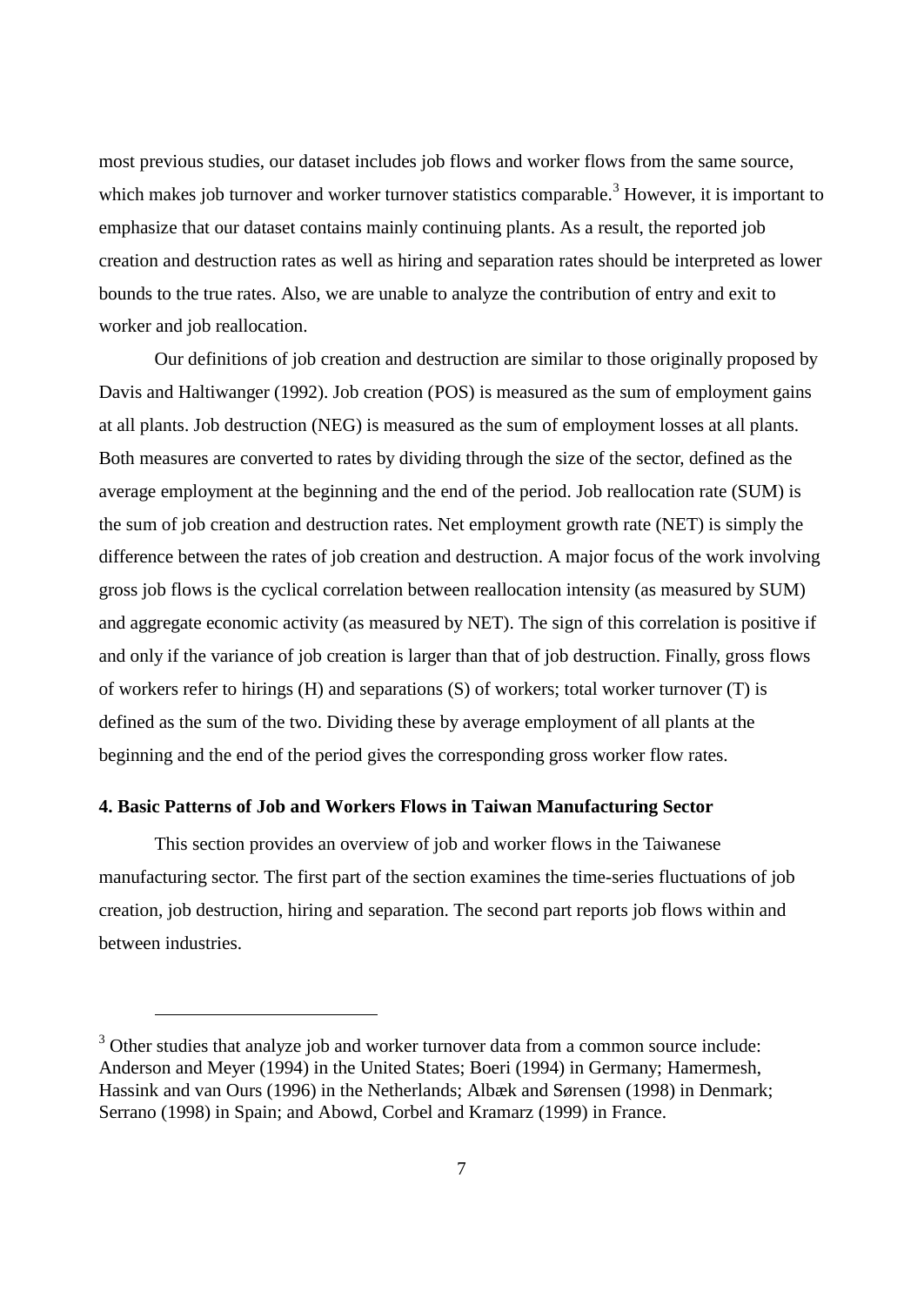most previous studies, our dataset includes job flows and worker flows from the same source, which makes job turnover and worker turnover statistics comparable.[3] However, it is important to emphasize that our dataset contains mainly continuing plants. As a result, the reported job creation and destruction rates as well as hiring and separation rates should be interpreted as lower bounds to the true rates. Also, we are unable to analyze the contribution of entry and exit to worker and job reallocation.

Our definitions of job creation and destruction are similar to those originally proposed by Davis and Haltiwanger (1992). Job creation (POS) is measured as the sum of employment gains at all plants. Job destruction (NEG) is measured as the sum of employment losses at all plants. Both measures are converted to rates by dividing through the size of the sector, defined as the average employment at the beginning and the end of the period. Job reallocation rate (SUM) is the sum of job creation and destruction rates. Net employment growth rate (NET) is simply the difference between the rates of job creation and destruction. A major focus of the work involving gross job flows is the cyclical correlation between reallocation intensity (as measured by SUM) and aggregate economic activity (as measured by NET). The sign of this correlation is positive if and only if the variance of job creation is larger than that of job destruction. Finally, gross flows of workers refer to hirings (H) and separations (S) of workers; total worker turnover (T) is defined as the sum of the two. Dividing these by average employment of all plants at the beginning and the end of the period gives the corresponding gross worker flow rates.

### 4. Basic Patterns of Job and Workers Flows in Taiwan Manufacturing Sector

This section provides an overview of job and worker flows in the Taiwanese manufacturing sector. The first part of the section examines the time-series fluctuations of job creation, job destruction, hiring and separation. The second part reports job flows within and between industries.

---

[3] Other studies that analyze job and worker turnover data from a common source include: Anderson and Meyer (1994) in the United States; Boeri (1994) in Germany; Hamermesh, Hassink and van Ours (1996) in the Netherlands; Albæk and Sørensen (1998) in Denmark; Serrano (1998) in Spain; and Abowd, Corbel and Kramarz (1999) in France.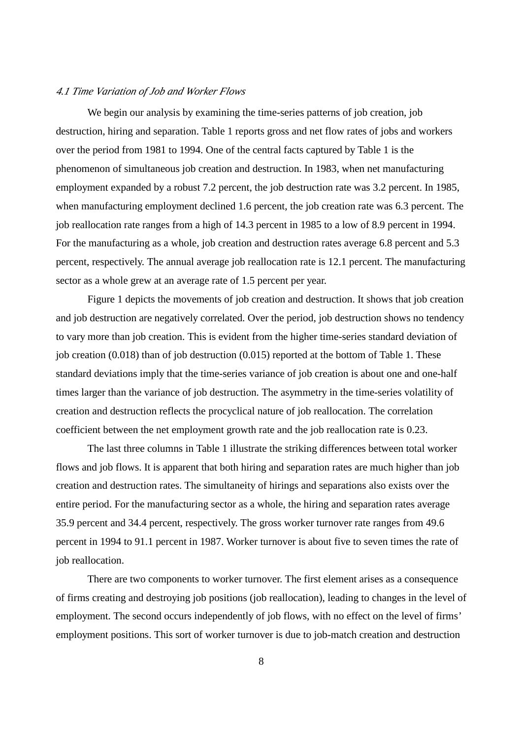### *4.1 Time Variation of Job and Worker Flows*

We begin our analysis by examining the time-series patterns of job creation, job destruction, hiring and separation. Table 1 reports gross and net flow rates of jobs and workers over the period from 1981 to 1994. One of the central facts captured by Table 1 is the phenomenon of simultaneous job creation and destruction. In 1983, when net manufacturing employment expanded by a robust 7.2 percent, the job destruction rate was 3.2 percent. In 1985, when manufacturing employment declined 1.6 percent, the job creation rate was 6.3 percent. The job reallocation rate ranges from a high of 14.3 percent in 1985 to a low of 8.9 percent in 1994. For the manufacturing as a whole, job creation and destruction rates average 6.8 percent and 5.3 percent, respectively. The annual average job reallocation rate is 12.1 percent. The manufacturing sector as a whole grew at an average rate of 1.5 percent per year.

Figure 1 depicts the movements of job creation and destruction. It shows that job creation and job destruction are negatively correlated. Over the period, job destruction shows no tendency to vary more than job creation. This is evident from the higher time-series standard deviation of job creation (0.018) than of job destruction (0.015) reported at the bottom of Table 1. These standard deviations imply that the time-series variance of job creation is about one and one-half times larger than the variance of job destruction. The asymmetry in the time-series volatility of creation and destruction reflects the procyclical nature of job reallocation. The correlation coefficient between the net employment growth rate and the job reallocation rate is 0.23.

The last three columns in Table 1 illustrate the striking differences between total worker flows and job flows. It is apparent that both hiring and separation rates are much higher than job creation and destruction rates. The simultaneity of hirings and separations also exists over the entire period. For the manufacturing sector as a whole, the hiring and separation rates average 35.9 percent and 34.4 percent, respectively. The gross worker turnover rate ranges from 49.6 percent in 1994 to 91.1 percent in 1987. Worker turnover is about five to seven times the rate of job reallocation.

There are two components to worker turnover. The first element arises as a consequence of firms creating and destroying job positions (job reallocation), leading to changes in the level of employment. The second occurs independently of job flows, with no effect on the level of firms' employment positions. This sort of worker turnover is due to job-match creation and destruction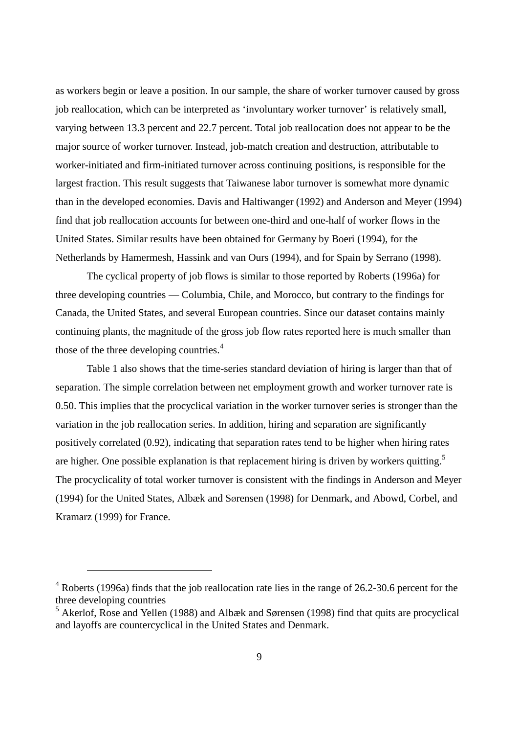as workers begin or leave a position. In our sample, the share of worker turnover caused by gross job reallocation, which can be interpreted as 'involuntary worker turnover' is relatively small, varying between 13.3 percent and 22.7 percent. Total job reallocation does not appear to be the major source of worker turnover. Instead, job-match creation and destruction, attributable to worker-initiated and firm-initiated turnover across continuing positions, is responsible for the largest fraction. This result suggests that Taiwanese labor turnover is somewhat more dynamic than in the developed economies. Davis and Haltiwanger (1992) and Anderson and Meyer (1994) find that job reallocation accounts for between one-third and one-half of worker flows in the United States. Similar results have been obtained for Germany by Boeri (1994), for the Netherlands by Hamermesh, Hassink and van Ours (1994), and for Spain by Serrano (1998).

The cyclical property of job flows is similar to those reported by Roberts (1996a) for three developing countries — Columbia, Chile, and Morocco, but contrary to the findings for Canada, the United States, and several European countries. Since our dataset contains mainly continuing plants, the magnitude of the gross job flow rates reported here is much smaller than those of the three developing countries.[4]

Table 1 also shows that the time-series standard deviation of hiring is larger than that of separation. The simple correlation between net employment growth and worker turnover rate is 0.50. This implies that the procyclical variation in the worker turnover series is stronger than the variation in the job reallocation series. In addition, hiring and separation are significantly positively correlated (0.92), indicating that separation rates tend to be higher when hiring rates are higher. One possible explanation is that replacement hiring is driven by workers quitting.[5] The procyclicality of total worker turnover is consistent with the findings in Anderson and Meyer (1994) for the United States, Albæk and Sørensen (1998) for Denmark, and Abowd, Corbel, and Kramarz (1999) for France.

---

[4] Roberts (1996a) finds that the job reallocation rate lies in the range of 26.2-30.6 percent for the three developing countries

[5] Akerlof, Rose and Yellen (1988) and Albæk and Sørensen (1998) find that quits are procyclical and layoffs are countercyclical in the United States and Denmark.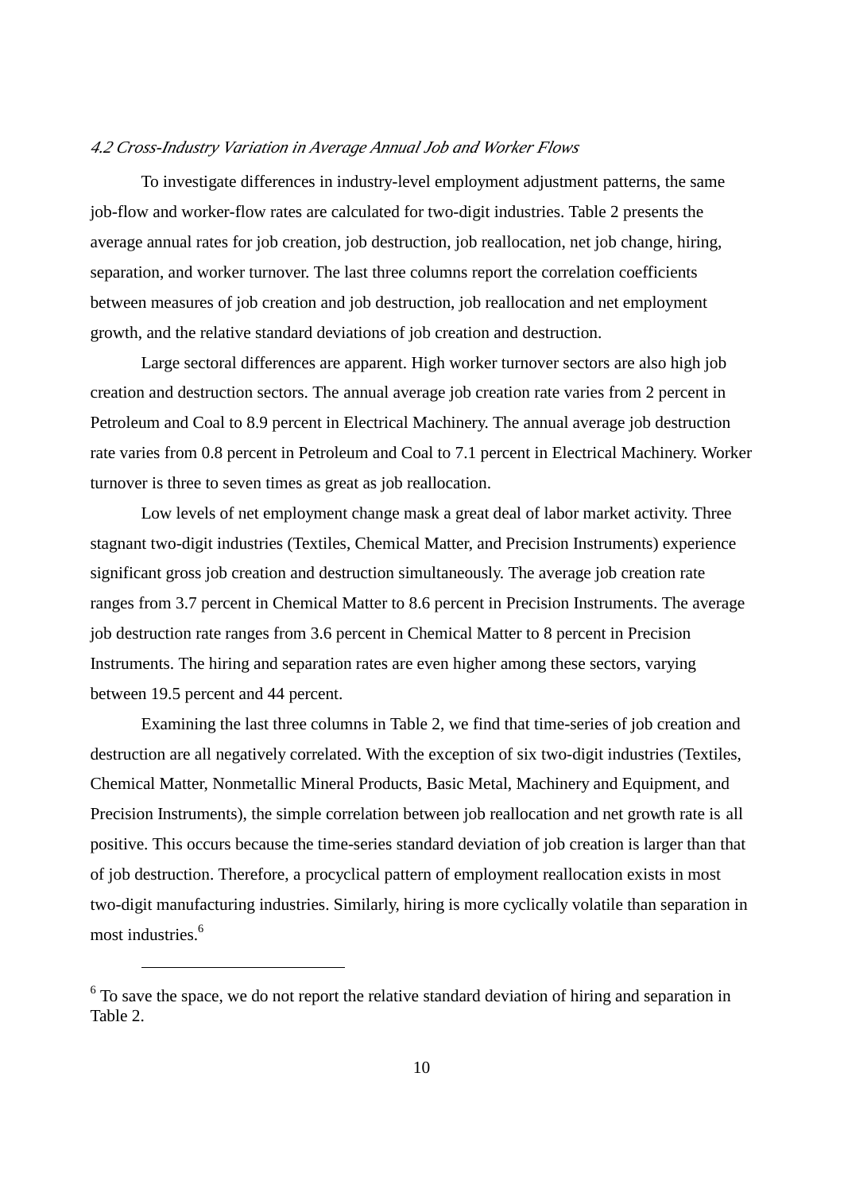*4.2 Cross-Industry Variation in Average Annual Job and Worker Flows*

To investigate differences in industry-level employment adjustment patterns, the same job-flow and worker-flow rates are calculated for two-digit industries. Table 2 presents the average annual rates for job creation, job destruction, job reallocation, net job change, hiring, separation, and worker turnover. The last three columns report the correlation coefficients between measures of job creation and job destruction, job reallocation and net employment growth, and the relative standard deviations of job creation and destruction.

Large sectoral differences are apparent. High worker turnover sectors are also high job creation and destruction sectors. The annual average job creation rate varies from 2 percent in Petroleum and Coal to 8.9 percent in Electrical Machinery. The annual average job destruction rate varies from 0.8 percent in Petroleum and Coal to 7.1 percent in Electrical Machinery. Worker turnover is three to seven times as great as job reallocation.

Low levels of net employment change mask a great deal of labor market activity. Three stagnant two-digit industries (Textiles, Chemical Matter, and Precision Instruments) experience significant gross job creation and destruction simultaneously. The average job creation rate ranges from 3.7 percent in Chemical Matter to 8.6 percent in Precision Instruments. The average job destruction rate ranges from 3.6 percent in Chemical Matter to 8 percent in Precision Instruments. The hiring and separation rates are even higher among these sectors, varying between 19.5 percent and 44 percent.

Examining the last three columns in Table 2, we find that time-series of job creation and destruction are all negatively correlated. With the exception of six two-digit industries (Textiles, Chemical Matter, Nonmetallic Mineral Products, Basic Metal, Machinery and Equipment, and Precision Instruments), the simple correlation between job reallocation and net growth rate is all positive. This occurs because the time-series standard deviation of job creation is larger than that of job destruction. Therefore, a procyclical pattern of employment reallocation exists in most two-digit manufacturing industries. Similarly, hiring is more cyclically volatile than separation in most industries.[6]

[6] To save the space, we do not report the relative standard deviation of hiring and separation in Table 2.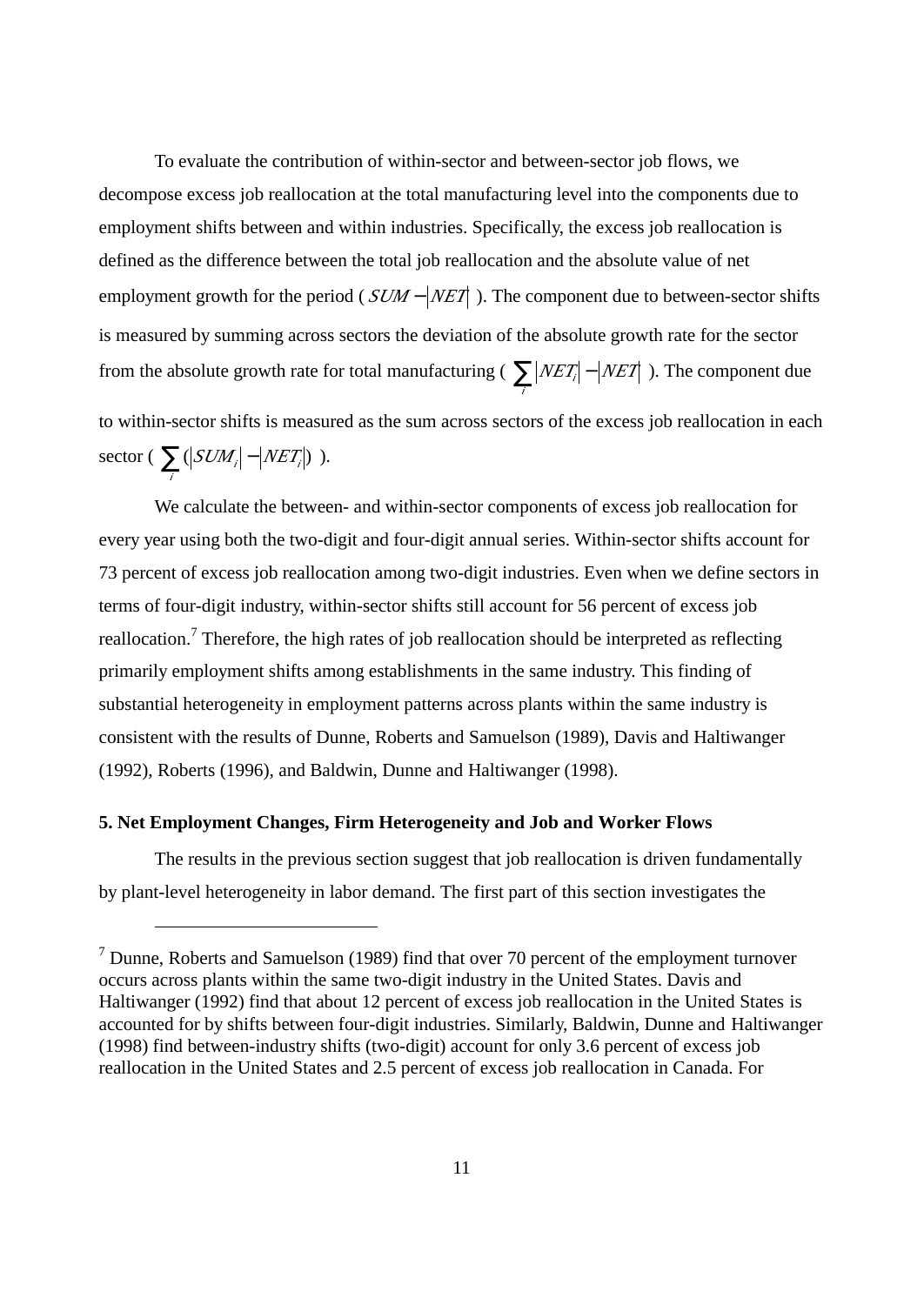To evaluate the contribution of within-sector and between-sector job flows, we decompose excess job reallocation at the total manufacturing level into the components due to employment shifts between and within industries. Specifically, the excess job reallocation is defined as the difference between the total job reallocation and the absolute value of net employment growth for the period ( $SUM - |NET|$ ). The component due to between-sector shifts is measured by summing across sectors the deviation of the absolute growth rate for the sector from the absolute growth rate for total manufacturing ( $\sum_i |NET_i| - |NET|$ ). The component due to within-sector shifts is measured as the sum across sectors of the excess job reallocation in each sector ( $\sum_i (|SUM_i| - |NET_i|)$ ).

We calculate the between- and within-sector components of excess job reallocation for every year using both the two-digit and four-digit annual series. Within-sector shifts account for 73 percent of excess job reallocation among two-digit industries. Even when we define sectors in terms of four-digit industry, within-sector shifts still account for 56 percent of excess job reallocation.[7] Therefore, the high rates of job reallocation should be interpreted as reflecting primarily employment shifts among establishments in the same industry. This finding of substantial heterogeneity in employment patterns across plants within the same industry is consistent with the results of Dunne, Roberts and Samuelson (1989), Davis and Haltiwanger (1992), Roberts (1996), and Baldwin, Dunne and Haltiwanger (1998).

## 5. Net Employment Changes, Firm Heterogeneity and Job and Worker Flows

The results in the previous section suggest that job reallocation is driven fundamentally by plant-level heterogeneity in labor demand. The first part of this section investigates the

---

[7] Dunne, Roberts and Samuelson (1989) find that over 70 percent of the employment turnover occurs across plants within the same two-digit industry in the United States. Davis and Haltiwanger (1992) find that about 12 percent of excess job reallocation in the United States is accounted for by shifts between four-digit industries. Similarly, Baldwin, Dunne and Haltiwanger (1998) find between-industry shifts (two-digit) account for only 3.6 percent of excess job reallocation in the United States and 2.5 percent of excess job reallocation in Canada. For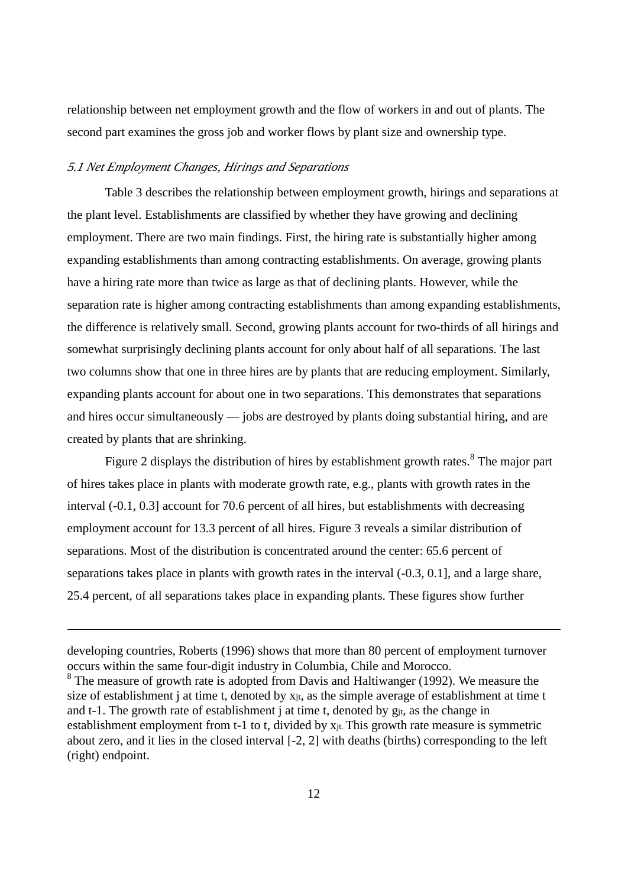relationship between net employment growth and the flow of workers in and out of plants. The second part examines the gross job and worker flows by plant size and ownership type.

### *5.1 Net Employment Changes, Hirings and Separations*

Table 3 describes the relationship between employment growth, hirings and separations at the plant level. Establishments are classified by whether they have growing and declining employment. There are two main findings. First, the hiring rate is substantially higher among expanding establishments than among contracting establishments. On average, growing plants have a hiring rate more than twice as large as that of declining plants. However, while the separation rate is higher among contracting establishments than among expanding establishments, the difference is relatively small. Second, growing plants account for two-thirds of all hirings and somewhat surprisingly declining plants account for only about half of all separations. The last two columns show that one in three hires are by plants that are reducing employment. Similarly, expanding plants account for about one in two separations. This demonstrates that separations and hires occur simultaneously — jobs are destroyed by plants doing substantial hiring, and are created by plants that are shrinking.

Figure 2 displays the distribution of hires by establishment growth rates.[8] The major part of hires takes place in plants with moderate growth rate, e.g., plants with growth rates in the interval (-0.1, 0.3] account for 70.6 percent of all hires, but establishments with decreasing employment account for 13.3 percent of all hires. Figure 3 reveals a similar distribution of separations. Most of the distribution is concentrated around the center: 65.6 percent of separations takes place in plants with growth rates in the interval (-0.3, 0.1], and a large share, 25.4 percent, of all separations takes place in expanding plants. These figures show further

---

developing countries, Roberts (1996) shows that more than 80 percent of employment turnover occurs within the same four-digit industry in Columbia, Chile and Morocco.

[8] The measure of growth rate is adopted from Davis and Haltiwanger (1992). We measure the size of establishment j at time t, denoted by $x_{jt}$, as the simple average of establishment at time t and t-1. The growth rate of establishment j at time t, denoted by $g_{jt}$, as the change in establishment employment from t-1 to t, divided by $x_{jt}$. This growth rate measure is symmetric about zero, and it lies in the closed interval [-2, 2] with deaths (births) corresponding to the left (right) endpoint.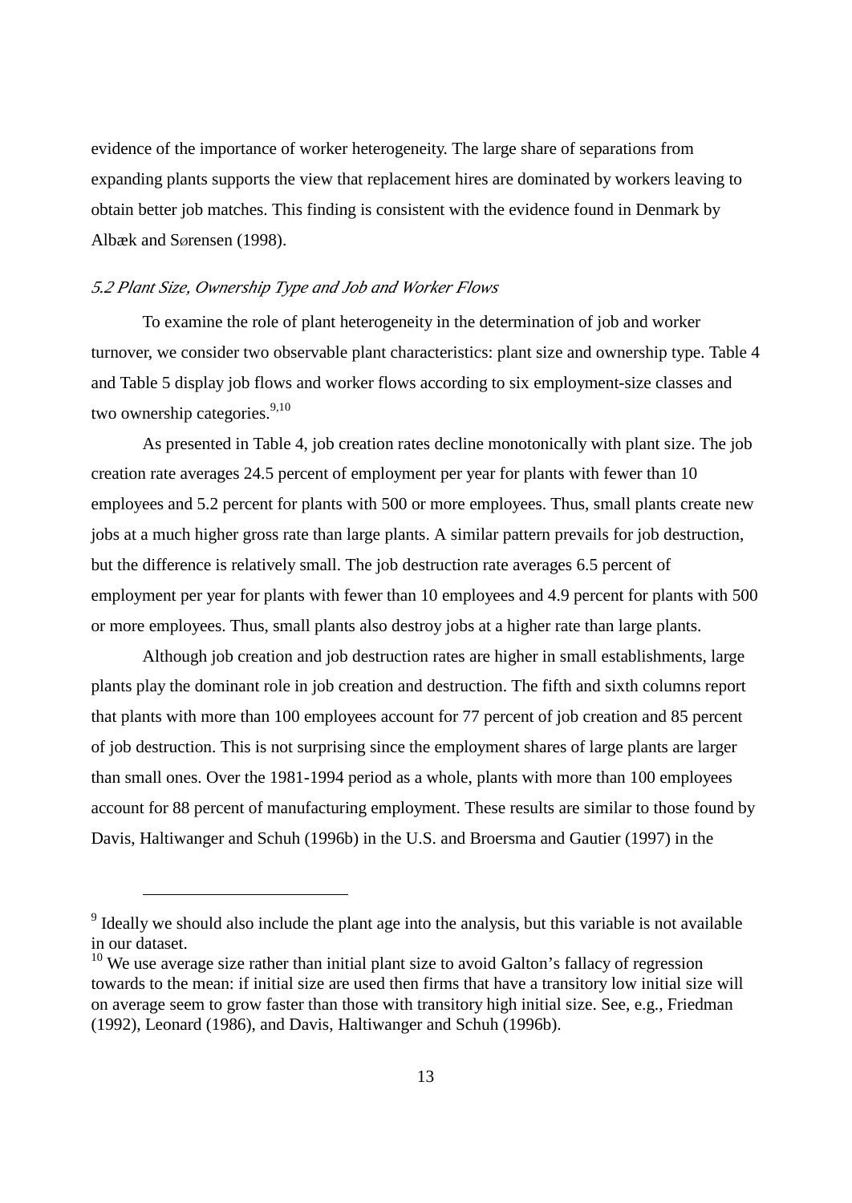evidence of the importance of worker heterogeneity. The large share of separations from expanding plants supports the view that replacement hires are dominated by workers leaving to obtain better job matches. This finding is consistent with the evidence found in Denmark by Albæk and Sørensen (1998).

### *5.2 Plant Size, Ownership Type and Job and Worker Flows*

To examine the role of plant heterogeneity in the determination of job and worker turnover, we consider two observable plant characteristics: plant size and ownership type. Table 4 and Table 5 display job flows and worker flows according to six employment-size classes and two ownership categories.[9,10]

As presented in Table 4, job creation rates decline monotonically with plant size. The job creation rate averages 24.5 percent of employment per year for plants with fewer than 10 employees and 5.2 percent for plants with 500 or more employees. Thus, small plants create new jobs at a much higher gross rate than large plants. A similar pattern prevails for job destruction, but the difference is relatively small. The job destruction rate averages 6.5 percent of employment per year for plants with fewer than 10 employees and 4.9 percent for plants with 500 or more employees. Thus, small plants also destroy jobs at a higher rate than large plants.

Although job creation and job destruction rates are higher in small establishments, large plants play the dominant role in job creation and destruction. The fifth and sixth columns report that plants with more than 100 employees account for 77 percent of job creation and 85 percent of job destruction. This is not surprising since the employment shares of large plants are larger than small ones. Over the 1981-1994 period as a whole, plants with more than 100 employees account for 88 percent of manufacturing employment. These results are similar to those found by Davis, Haltiwanger and Schuh (1996b) in the U.S. and Broersma and Gautier (1997) in the

---

[9] Ideally we should also include the plant age into the analysis, but this variable is not available in our dataset.

[10] We use average size rather than initial plant size to avoid Galton's fallacy of regression towards to the mean: if initial size are used then firms that have a transitory low initial size will on average seem to grow faster than those with transitory high initial size. See, e.g., Friedman (1992), Leonard (1986), and Davis, Haltiwanger and Schuh (1996b).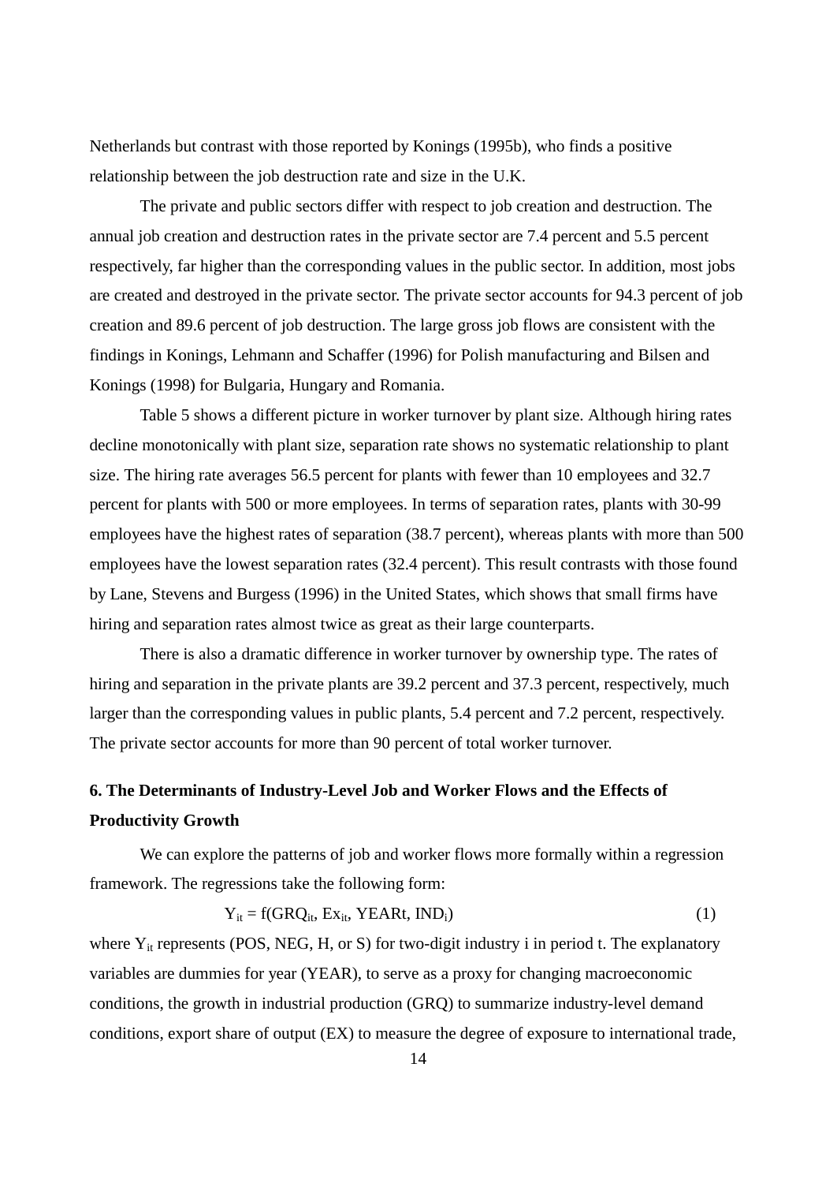Netherlands but contrast with those reported by Konings (1995b), who finds a positive relationship between the job destruction rate and size in the U.K.

The private and public sectors differ with respect to job creation and destruction. The annual job creation and destruction rates in the private sector are 7.4 percent and 5.5 percent respectively, far higher than the corresponding values in the public sector. In addition, most jobs are created and destroyed in the private sector. The private sector accounts for 94.3 percent of job creation and 89.6 percent of job destruction. The large gross job flows are consistent with the findings in Konings, Lehmann and Schaffer (1996) for Polish manufacturing and Bilsen and Konings (1998) for Bulgaria, Hungary and Romania.

Table 5 shows a different picture in worker turnover by plant size. Although hiring rates decline monotonically with plant size, separation rate shows no systematic relationship to plant size. The hiring rate averages 56.5 percent for plants with fewer than 10 employees and 32.7 percent for plants with 500 or more employees. In terms of separation rates, plants with 30-99 employees have the highest rates of separation (38.7 percent), whereas plants with more than 500 employees have the lowest separation rates (32.4 percent). This result contrasts with those found by Lane, Stevens and Burgess (1996) in the United States, which shows that small firms have hiring and separation rates almost twice as great as their large counterparts.

There is also a dramatic difference in worker turnover by ownership type. The rates of hiring and separation in the private plants are 39.2 percent and 37.3 percent, respectively, much larger than the corresponding values in public plants, 5.4 percent and 7.2 percent, respectively. The private sector accounts for more than 90 percent of total worker turnover.

## 6. The Determinants of Industry-Level Job and Worker Flows and the Effects of Productivity Growth

We can explore the patterns of job and worker flows more formally within a regression framework. The regressions take the following form:

$$Y_{it} = f(GRQ_{it}, Ex_{it}, YEARt, IND_i) \qquad (1)$$

where $Y_{it}$ represents (POS, NEG, H, or S) for two-digit industry i in period t. The explanatory variables are dummies for year (YEAR), to serve as a proxy for changing macroeconomic conditions, the growth in industrial production (GRQ) to summarize industry-level demand conditions, export share of output (EX) to measure the degree of exposure to international trade,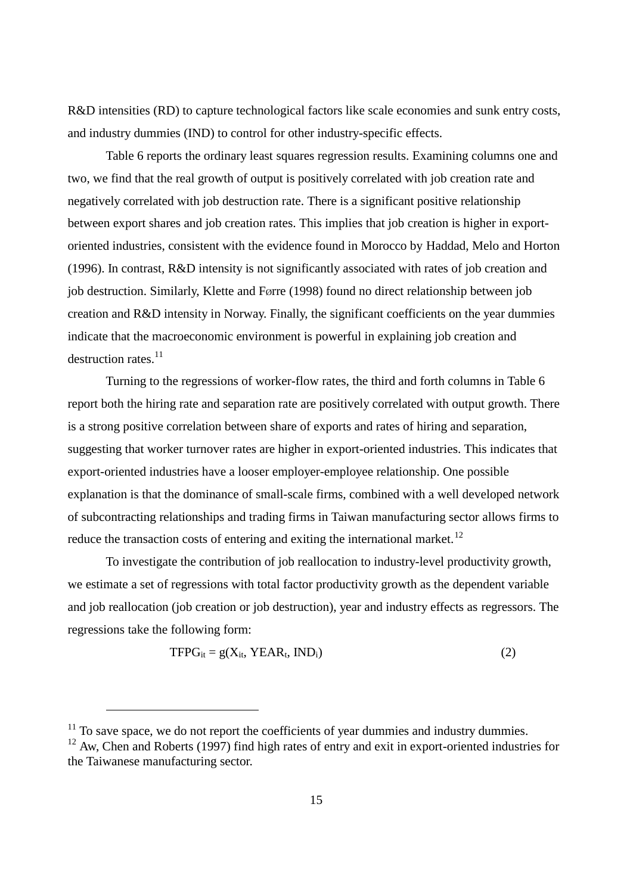R&D intensities (RD) to capture technological factors like scale economies and sunk entry costs, and industry dummies (IND) to control for other industry-specific effects.

Table 6 reports the ordinary least squares regression results. Examining columns one and two, we find that the real growth of output is positively correlated with job creation rate and negatively correlated with job destruction rate. There is a significant positive relationship between export shares and job creation rates. This implies that job creation is higher in export-oriented industries, consistent with the evidence found in Morocco by Haddad, Melo and Horton (1996). In contrast, R&D intensity is not significantly associated with rates of job creation and job destruction. Similarly, Klette and Førre (1998) found no direct relationship between job creation and R&D intensity in Norway. Finally, the significant coefficients on the year dummies indicate that the macroeconomic environment is powerful in explaining job creation and destruction rates.[11]

Turning to the regressions of worker-flow rates, the third and forth columns in Table 6 report both the hiring rate and separation rate are positively correlated with output growth. There is a strong positive correlation between share of exports and rates of hiring and separation, suggesting that worker turnover rates are higher in export-oriented industries. This indicates that export-oriented industries have a looser employer-employee relationship. One possible explanation is that the dominance of small-scale firms, combined with a well developed network of subcontracting relationships and trading firms in Taiwan manufacturing sector allows firms to reduce the transaction costs of entering and exiting the international market.[12]

To investigate the contribution of job reallocation to industry-level productivity growth, we estimate a set of regressions with total factor productivity growth as the dependent variable and job reallocation (job creation or job destruction), year and industry effects as regressors. The regressions take the following form:

$$TFPG_{it} = g(X_{it}, YEAR_t, IND_i) \tag{2}$$

[11] To save space, we do not report the coefficients of year dummies and industry dummies.

[12] Aw, Chen and Roberts (1997) find high rates of entry and exit in export-oriented industries for the Taiwanese manufacturing sector.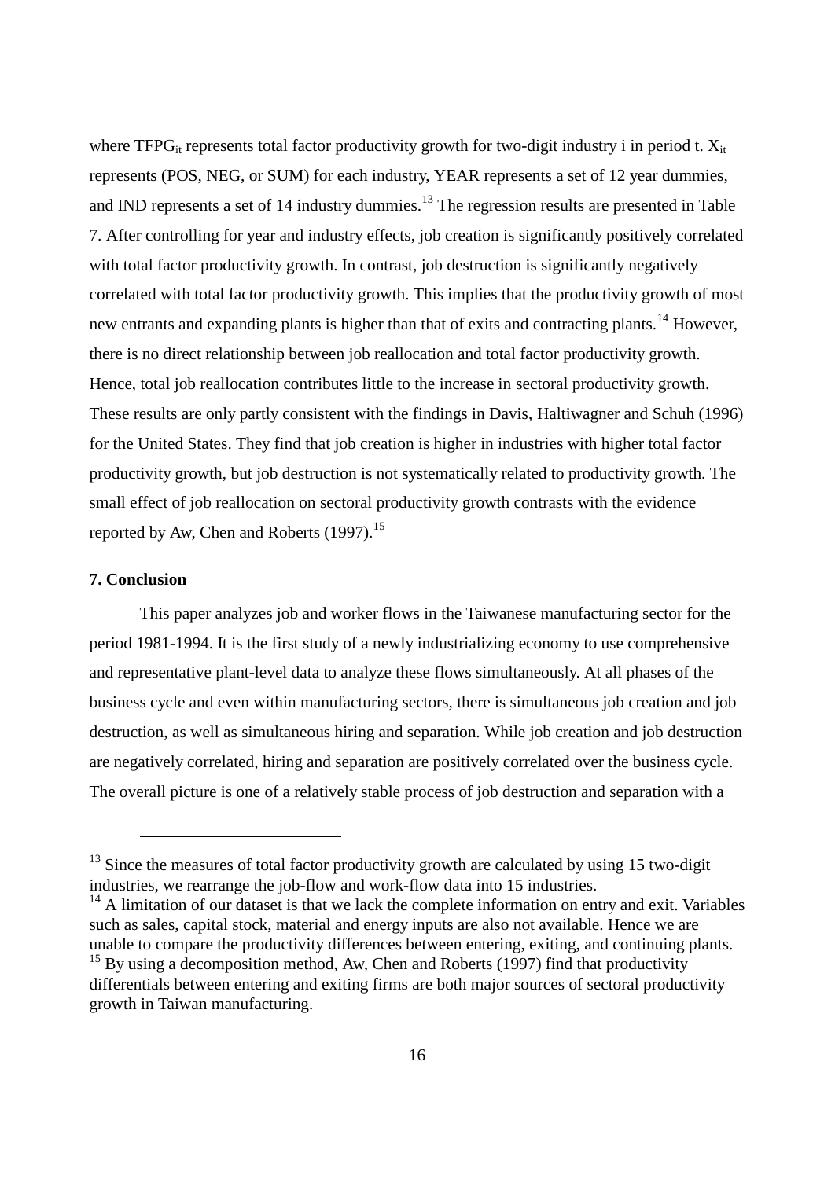where $TFPG_{it}$ represents total factor productivity growth for two-digit industry i in period t. $X_{it}$ represents (POS, NEG, or SUM) for each industry, YEAR represents a set of 12 year dummies, and IND represents a set of 14 industry dummies.[13] The regression results are presented in Table 7. After controlling for year and industry effects, job creation is significantly positively correlated with total factor productivity growth. In contrast, job destruction is significantly negatively correlated with total factor productivity growth. This implies that the productivity growth of most new entrants and expanding plants is higher than that of exits and contracting plants.[14] However, there is no direct relationship between job reallocation and total factor productivity growth. Hence, total job reallocation contributes little to the increase in sectoral productivity growth. These results are only partly consistent with the findings in Davis, Haltiwagner and Schuh (1996) for the United States. They find that job creation is higher in industries with higher total factor productivity growth, but job destruction is not systematically related to productivity growth. The small effect of job reallocation on sectoral productivity growth contrasts with the evidence reported by Aw, Chen and Roberts (1997).[15]

## 7. Conclusion

This paper analyzes job and worker flows in the Taiwanese manufacturing sector for the period 1981-1994. It is the first study of a newly industrializing economy to use comprehensive and representative plant-level data to analyze these flows simultaneously. At all phases of the business cycle and even within manufacturing sectors, there is simultaneous job creation and job destruction, as well as simultaneous hiring and separation. While job creation and job destruction are negatively correlated, hiring and separation are positively correlated over the business cycle. The overall picture is one of a relatively stable process of job destruction and separation with a

---

[13] Since the measures of total factor productivity growth are calculated by using 15 two-digit industries, we rearrange the job-flow and work-flow data into 15 industries.

[14] A limitation of our dataset is that we lack the complete information on entry and exit. Variables such as sales, capital stock, material and energy inputs are also not available. Hence we are unable to compare the productivity differences between entering, exiting, and continuing plants.

[15] By using a decomposition method, Aw, Chen and Roberts (1997) find that productivity differentials between entering and exiting firms are both major sources of sectoral productivity growth in Taiwan manufacturing.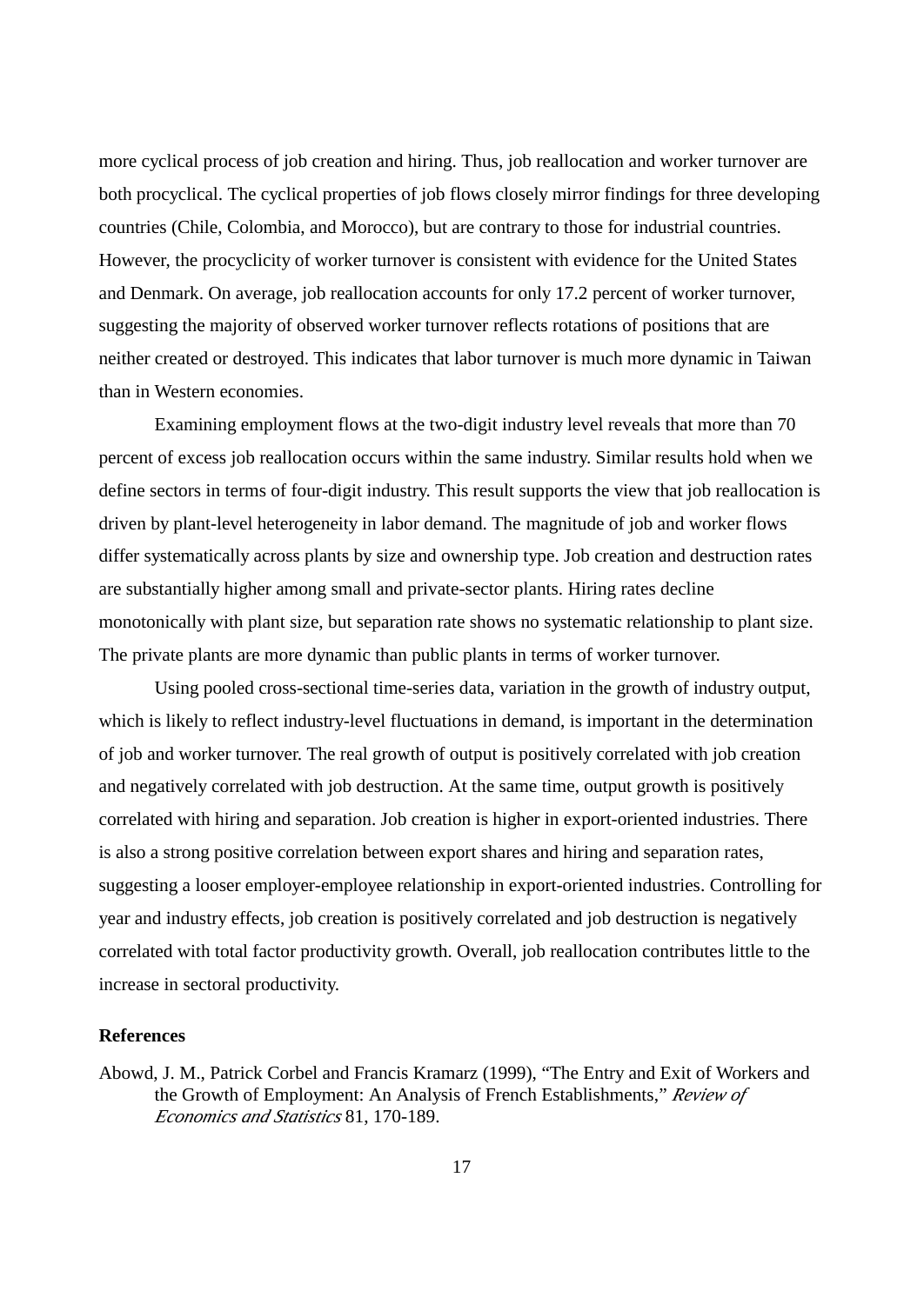more cyclical process of job creation and hiring. Thus, job reallocation and worker turnover are both procyclical. The cyclical properties of job flows closely mirror findings for three developing countries (Chile, Colombia, and Morocco), but are contrary to those for industrial countries. However, the procyclicity of worker turnover is consistent with evidence for the United States and Denmark. On average, job reallocation accounts for only 17.2 percent of worker turnover, suggesting the majority of observed worker turnover reflects rotations of positions that are neither created or destroyed. This indicates that labor turnover is much more dynamic in Taiwan than in Western economies.

Examining employment flows at the two-digit industry level reveals that more than 70 percent of excess job reallocation occurs within the same industry. Similar results hold when we define sectors in terms of four-digit industry. This result supports the view that job reallocation is driven by plant-level heterogeneity in labor demand. The magnitude of job and worker flows differ systematically across plants by size and ownership type. Job creation and destruction rates are substantially higher among small and private-sector plants. Hiring rates decline monotonically with plant size, but separation rate shows no systematic relationship to plant size. The private plants are more dynamic than public plants in terms of worker turnover.

Using pooled cross-sectional time-series data, variation in the growth of industry output, which is likely to reflect industry-level fluctuations in demand, is important in the determination of job and worker turnover. The real growth of output is positively correlated with job creation and negatively correlated with job destruction. At the same time, output growth is positively correlated with hiring and separation. Job creation is higher in export-oriented industries. There is also a strong positive correlation between export shares and hiring and separation rates, suggesting a looser employer-employee relationship in export-oriented industries. Controlling for year and industry effects, job creation is positively correlated and job destruction is negatively correlated with total factor productivity growth. Overall, job reallocation contributes little to the increase in sectoral productivity.

## References

Abowd, J. M., Patrick Corbel and Francis Kramarz (1999), "The Entry and Exit of Workers and the Growth of Employment: An Analysis of French Establishments," *Review of Economics and Statistics* 81, 170-189.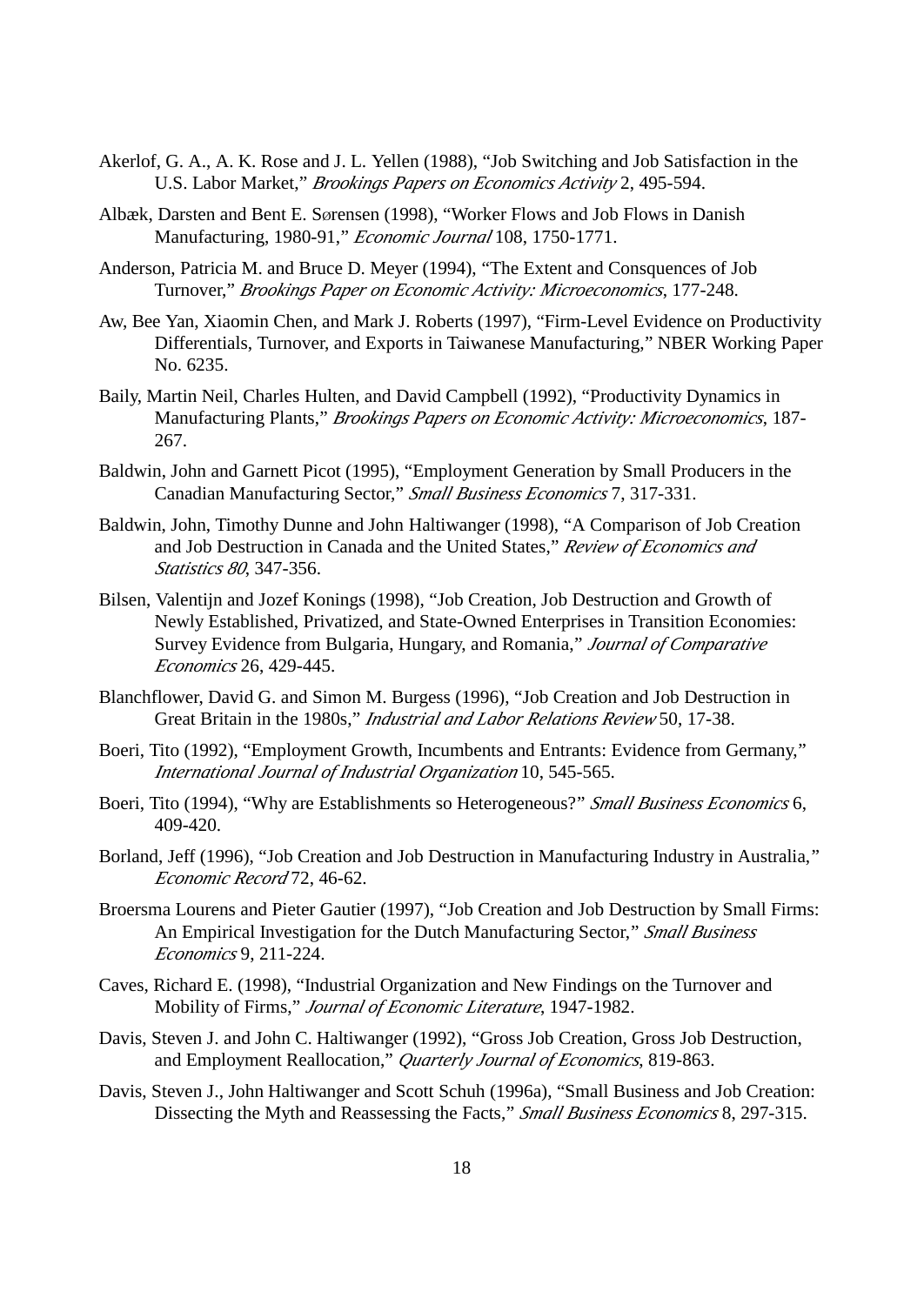Akerlof, G. A., A. K. Rose and J. L. Yellen (1988), "Job Switching and Job Satisfaction in the U.S. Labor Market," *Brookings Papers on Economics Activity* 2, 495-594.

Albæk, Darsten and Bent E. Sørensen (1998), "Worker Flows and Job Flows in Danish Manufacturing, 1980-91," *Economic Journal* 108, 1750-1771.

Anderson, Patricia M. and Bruce D. Meyer (1994), "The Extent and Consquences of Job Turnover," *Brookings Paper on Economic Activity: Microeconomics*, 177-248.

Aw, Bee Yan, Xiaomin Chen, and Mark J. Roberts (1997), "Firm-Level Evidence on Productivity Differentials, Turnover, and Exports in Taiwanese Manufacturing," NBER Working Paper No. 6235.

Baily, Martin Neil, Charles Hulten, and David Campbell (1992), "Productivity Dynamics in Manufacturing Plants," *Brookings Papers on Economic Activity: Microeconomics*, 187-267.

Baldwin, John and Garnett Picot (1995), "Employment Generation by Small Producers in the Canadian Manufacturing Sector," *Small Business Economics* 7, 317-331.

Baldwin, John, Timothy Dunne and John Haltiwanger (1998), "A Comparison of Job Creation and Job Destruction in Canada and the United States," *Review of Economics and Statistics 80*, 347-356.

Bilsen, Valentijn and Jozef Konings (1998), "Job Creation, Job Destruction and Growth of Newly Established, Privatized, and State-Owned Enterprises in Transition Economies: Survey Evidence from Bulgaria, Hungary, and Romania," *Journal of Comparative Economics* 26, 429-445.

Blanchflower, David G. and Simon M. Burgess (1996), "Job Creation and Job Destruction in Great Britain in the 1980s," *Industrial and Labor Relations Review* 50, 17-38.

Boeri, Tito (1992), "Employment Growth, Incumbents and Entrants: Evidence from Germany," *International Journal of Industrial Organization* 10, 545-565.

Boeri, Tito (1994), "Why are Establishments so Heterogeneous?" *Small Business Economics* 6, 409-420.

Borland, Jeff (1996), "Job Creation and Job Destruction in Manufacturing Industry in Australia," *Economic Record* 72, 46-62.

Broersma Lourens and Pieter Gautier (1997), "Job Creation and Job Destruction by Small Firms: An Empirical Investigation for the Dutch Manufacturing Sector," *Small Business Economics* 9, 211-224.

Caves, Richard E. (1998), "Industrial Organization and New Findings on the Turnover and Mobility of Firms," *Journal of Economic Literature*, 1947-1982.

Davis, Steven J. and John C. Haltiwanger (1992), "Gross Job Creation, Gross Job Destruction, and Employment Reallocation," *Quarterly Journal of Economics*, 819-863.

Davis, Steven J., John Haltiwanger and Scott Schuh (1996a), "Small Business and Job Creation: Dissecting the Myth and Reassessing the Facts," *Small Business Economics* 8, 297-315.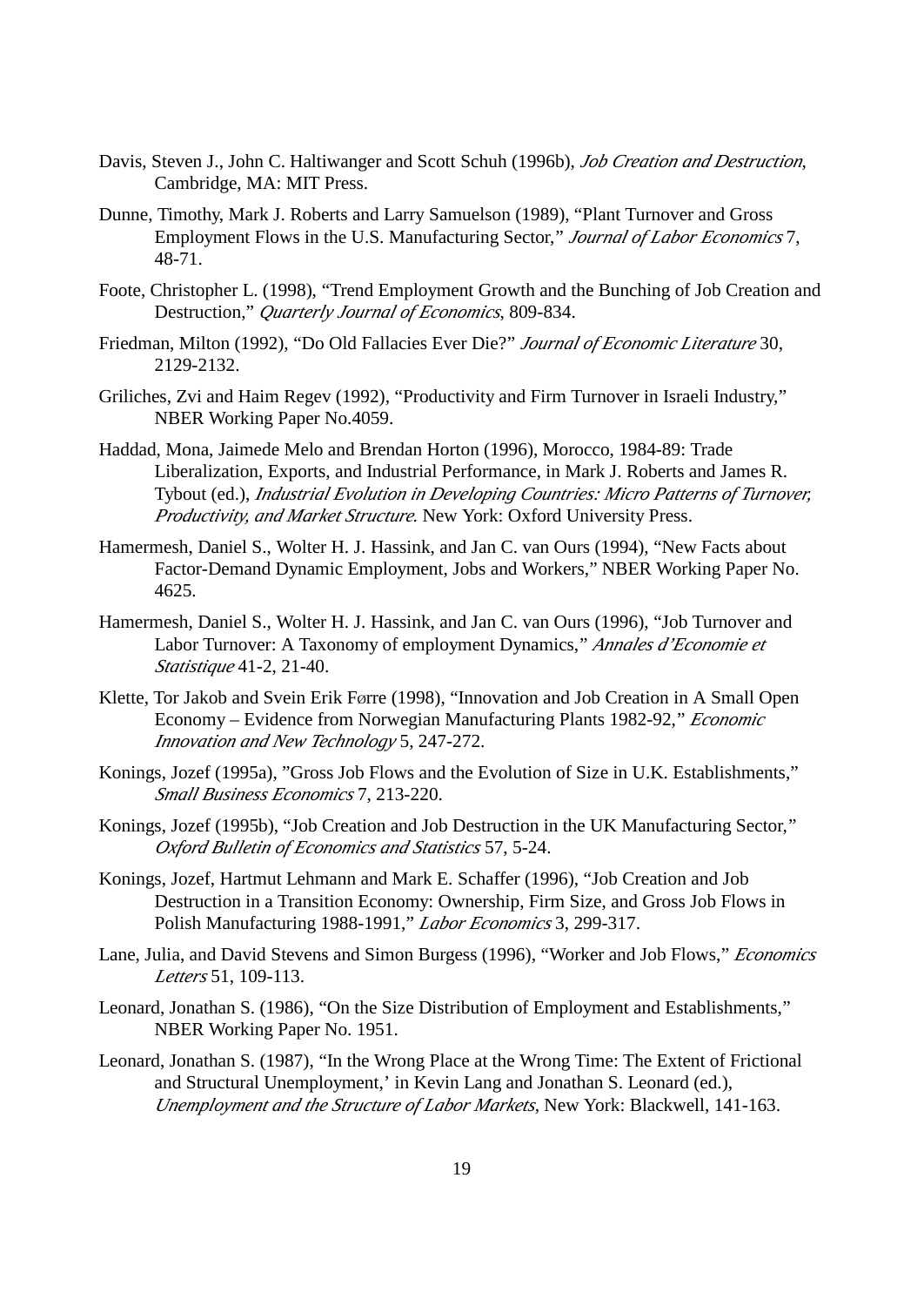Davis, Steven J., John C. Haltiwanger and Scott Schuh (1996b), *Job Creation and Destruction*, Cambridge, MA: MIT Press.

Dunne, Timothy, Mark J. Roberts and Larry Samuelson (1989), "Plant Turnover and Gross Employment Flows in the U.S. Manufacturing Sector," *Journal of Labor Economics* 7, 48-71.

Foote, Christopher L. (1998), "Trend Employment Growth and the Bunching of Job Creation and Destruction," *Quarterly Journal of Economics*, 809-834.

Friedman, Milton (1992), "Do Old Fallacies Ever Die?" *Journal of Economic Literature* 30, 2129-2132.

Griliches, Zvi and Haim Regev (1992), "Productivity and Firm Turnover in Israeli Industry," NBER Working Paper No.4059.

Haddad, Mona, Jaimede Melo and Brendan Horton (1996), Morocco, 1984-89: Trade Liberalization, Exports, and Industrial Performance, in Mark J. Roberts and James R. Tybout (ed.), *Industrial Evolution in Developing Countries: Micro Patterns of Turnover, Productivity, and Market Structure*. New York: Oxford University Press.

Hamermesh, Daniel S., Wolter H. J. Hassink, and Jan C. van Ours (1994), "New Facts about Factor-Demand Dynamic Employment, Jobs and Workers," NBER Working Paper No. 4625.

Hamermesh, Daniel S., Wolter H. J. Hassink, and Jan C. van Ours (1996), "Job Turnover and Labor Turnover: A Taxonomy of employment Dynamics," *Annales d'Economie et Statistique* 41-2, 21-40.

Klette, Tor Jakob and Svein Erik Førre (1998), "Innovation and Job Creation in A Small Open Economy – Evidence from Norwegian Manufacturing Plants 1982-92," *Economic Innovation and New Technology* 5, 247-272.

Konings, Jozef (1995a), "Gross Job Flows and the Evolution of Size in U.K. Establishments," *Small Business Economics* 7, 213-220.

Konings, Jozef (1995b), "Job Creation and Job Destruction in the UK Manufacturing Sector," *Oxford Bulletin of Economics and Statistics* 57, 5-24.

Konings, Jozef, Hartmut Lehmann and Mark E. Schaffer (1996), "Job Creation and Job Destruction in a Transition Economy: Ownership, Firm Size, and Gross Job Flows in Polish Manufacturing 1988-1991," *Labor Economics* 3, 299-317.

Lane, Julia, and David Stevens and Simon Burgess (1996), "Worker and Job Flows," *Economics Letters* 51, 109-113.

Leonard, Jonathan S. (1986), "On the Size Distribution of Employment and Establishments," NBER Working Paper No. 1951.

Leonard, Jonathan S. (1987), "In the Wrong Place at the Wrong Time: The Extent of Frictional and Structural Unemployment,' in Kevin Lang and Jonathan S. Leonard (ed.), *Unemployment and the Structure of Labor Markets*, New York: Blackwell, 141-163.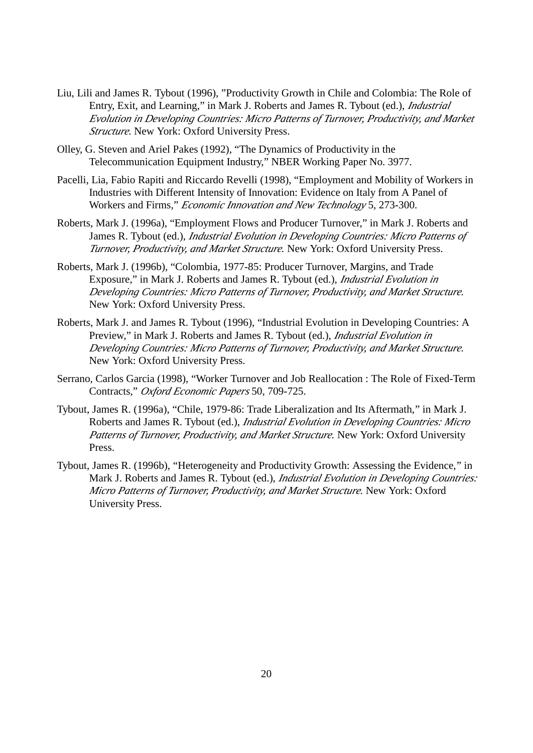Liu, Lili and James R. Tybout (1996), ”Productivity Growth in Chile and Colombia: The Role of Entry, Exit, and Learning,” in Mark J. Roberts and James R. Tybout (ed.), *Industrial Evolution in Developing Countries: Micro Patterns of Turnover, Productivity, and Market Structure*. New York: Oxford University Press.

Olley, G. Steven and Ariel Pakes (1992), “The Dynamics of Productivity in the Telecommunication Equipment Industry,” NBER Working Paper No. 3977.

Pacelli, Lia, Fabio Rapiti and Riccardo Revelli (1998), “Employment and Mobility of Workers in Industries with Different Intensity of Innovation: Evidence on Italy from A Panel of Workers and Firms,” *Economic Innovation and New Technology* 5, 273-300.

Roberts, Mark J. (1996a), “Employment Flows and Producer Turnover,” in Mark J. Roberts and James R. Tybout (ed.), *Industrial Evolution in Developing Countries: Micro Patterns of Turnover, Productivity, and Market Structure*. New York: Oxford University Press.

Roberts, Mark J. (1996b), “Colombia, 1977-85: Producer Turnover, Margins, and Trade Exposure,” in Mark J. Roberts and James R. Tybout (ed.), *Industrial Evolution in Developing Countries: Micro Patterns of Turnover, Productivity, and Market Structure*. New York: Oxford University Press.

Roberts, Mark J. and James R. Tybout (1996), “Industrial Evolution in Developing Countries: A Preview,” in Mark J. Roberts and James R. Tybout (ed.), *Industrial Evolution in Developing Countries: Micro Patterns of Turnover, Productivity, and Market Structure*. New York: Oxford University Press.

Serrano, Carlos Garcia (1998), “Worker Turnover and Job Reallocation : The Role of Fixed-Term Contracts,” *Oxford Economic Papers* 50, 709-725.

Tybout, James R. (1996a), “Chile, 1979-86: Trade Liberalization and Its Aftermath,” in Mark J. Roberts and James R. Tybout (ed.), *Industrial Evolution in Developing Countries: Micro Patterns of Turnover, Productivity, and Market Structure*. New York: Oxford University Press.

Tybout, James R. (1996b), “Heterogeneity and Productivity Growth: Assessing the Evidence,” in Mark J. Roberts and James R. Tybout (ed.), *Industrial Evolution in Developing Countries: Micro Patterns of Turnover, Productivity, and Market Structure*. New York: Oxford University Press.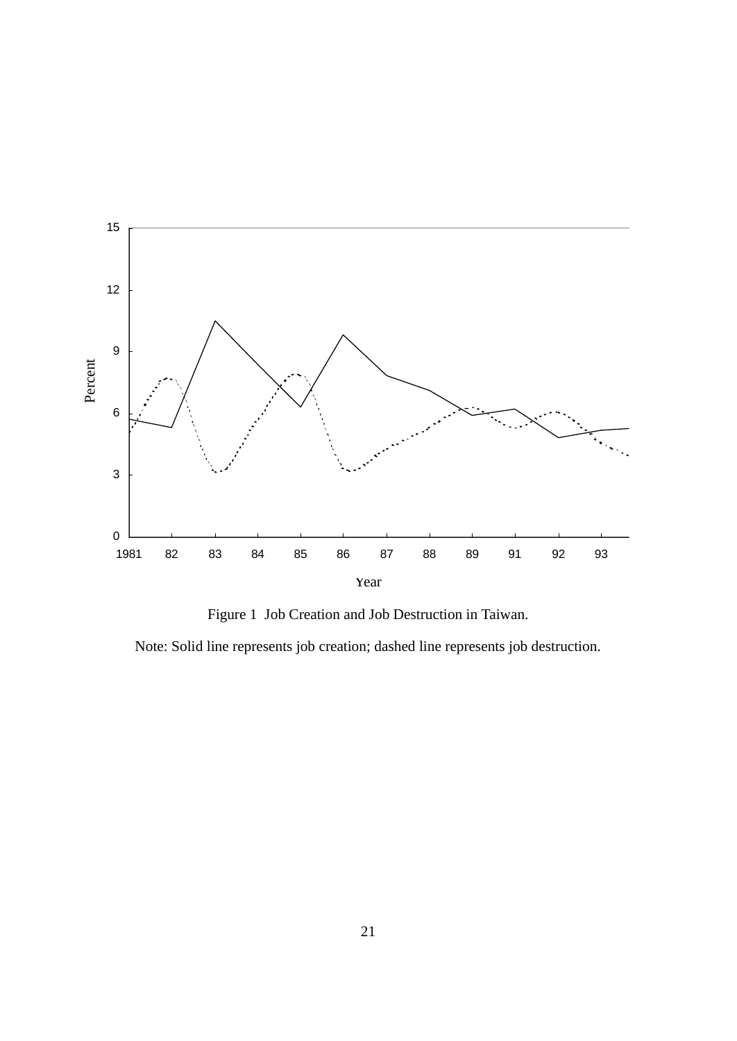Figure 1 Job Creation and Job Destruction in Taiwan.

Note: Solid line represents job creation; dashed line represents job destruction.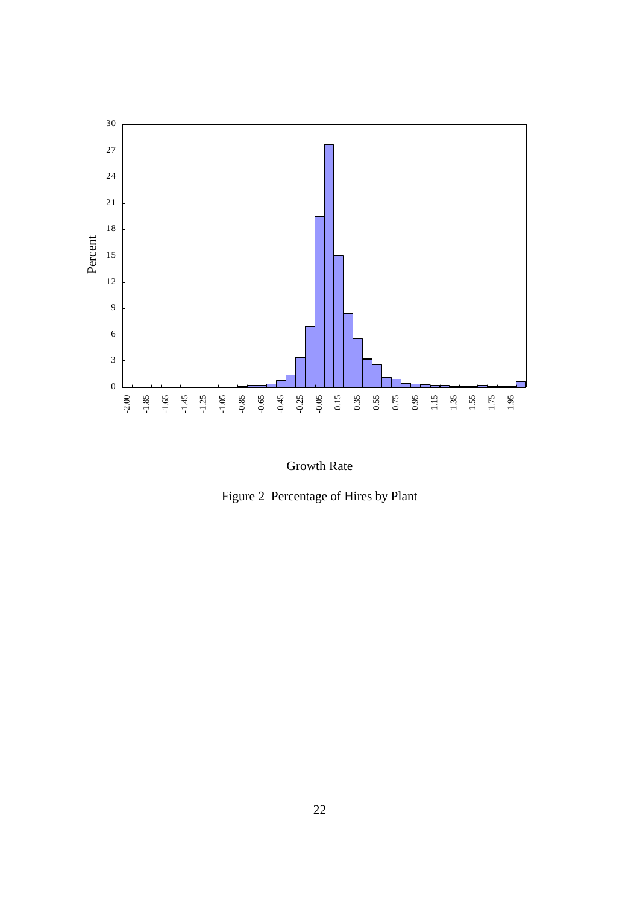Growth Rate

Figure 2 Percentage of Hires by Plant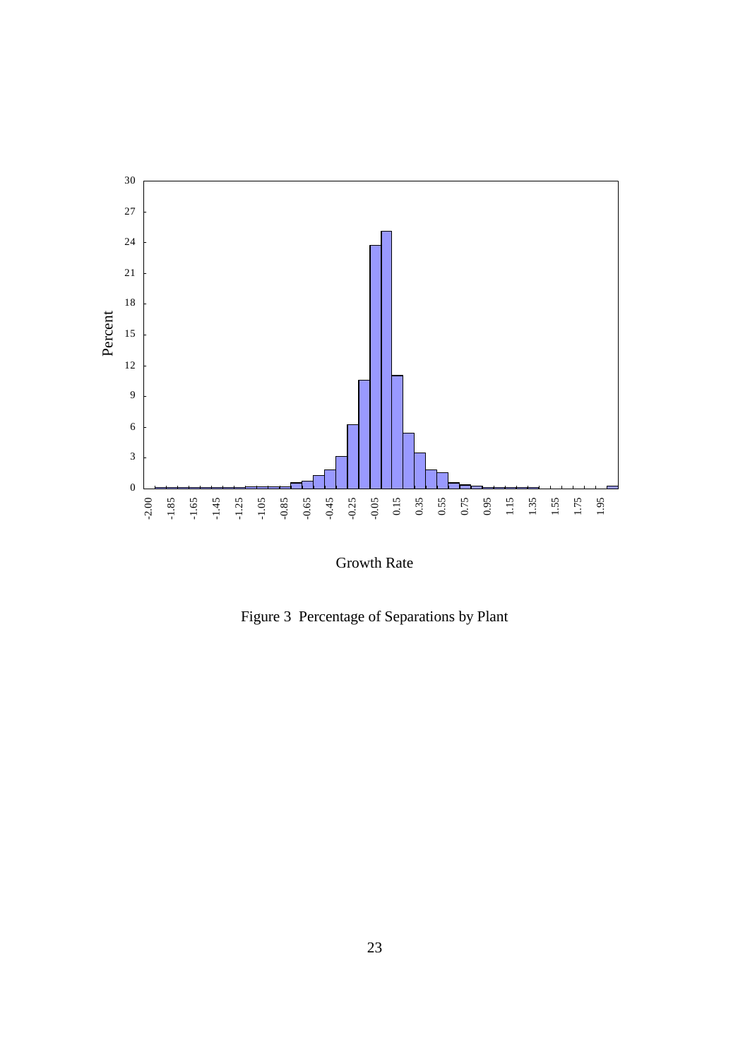Figure 3 Percentage of Separations by Plant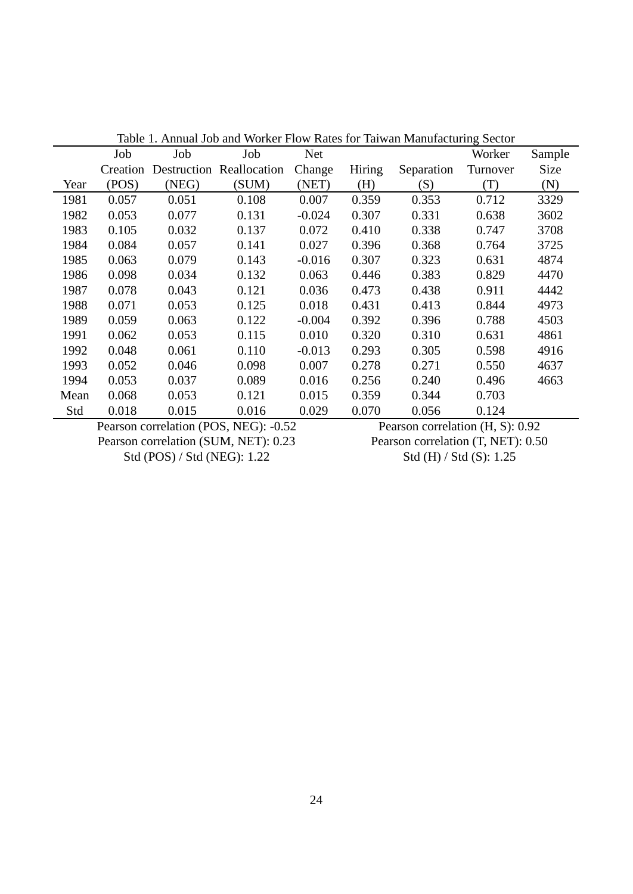Table 1. Annual Job and Worker Flow Rates for Taiwan Manufacturing Sector

| Year | Job Creation (POS) | Job Destruction (NEG) | Job Reallocation (SUM) | Net Change (NET) | Hiring (H) | Separation (S) | Worker Turnover (T) | Sample Size (N) |
|---|---|---|---|---|---|---|---|---|
| 1981 | 0.057 | 0.051 | 0.108 | 0.007 | 0.359 | 0.353 | 0.712 | 3329 |
| 1982 | 0.053 | 0.077 | 0.131 | -0.024 | 0.307 | 0.331 | 0.638 | 3602 |
| 1983 | 0.105 | 0.032 | 0.137 | 0.072 | 0.410 | 0.338 | 0.747 | 3708 |
| 1984 | 0.084 | 0.057 | 0.141 | 0.027 | 0.396 | 0.368 | 0.764 | 3725 |
| 1985 | 0.063 | 0.079 | 0.143 | -0.016 | 0.307 | 0.323 | 0.631 | 4874 |
| 1986 | 0.098 | 0.034 | 0.132 | 0.063 | 0.446 | 0.383 | 0.829 | 4470 |
| 1987 | 0.078 | 0.043 | 0.121 | 0.036 | 0.473 | 0.438 | 0.911 | 4442 |
| 1988 | 0.071 | 0.053 | 0.125 | 0.018 | 0.431 | 0.413 | 0.844 | 4973 |
| 1989 | 0.059 | 0.063 | 0.122 | -0.004 | 0.392 | 0.396 | 0.788 | 4503 |
| 1991 | 0.062 | 0.053 | 0.115 | 0.010 | 0.320 | 0.310 | 0.631 | 4861 |
| 1992 | 0.048 | 0.061 | 0.110 | -0.013 | 0.293 | 0.305 | 0.598 | 4916 |
| 1993 | 0.052 | 0.046 | 0.098 | 0.007 | 0.278 | 0.271 | 0.550 | 4637 |
| 1994 | 0.053 | 0.037 | 0.089 | 0.016 | 0.256 | 0.240 | 0.496 | 4663 |
| Mean | 0.068 | 0.053 | 0.121 | 0.015 | 0.359 | 0.344 | 0.703 | |
| Std | 0.018 | 0.015 | 0.016 | 0.029 | 0.070 | 0.056 | 0.124 | |

Pearson correlation (POS, NEG): -0.52

Pearson correlation (SUM, NET): 0.23

Std (POS) / Std (NEG): 1.22

Pearson correlation (H, S): 0.92

Pearson correlation (T, NET): 0.50

Std (H) / Std (S): 1.25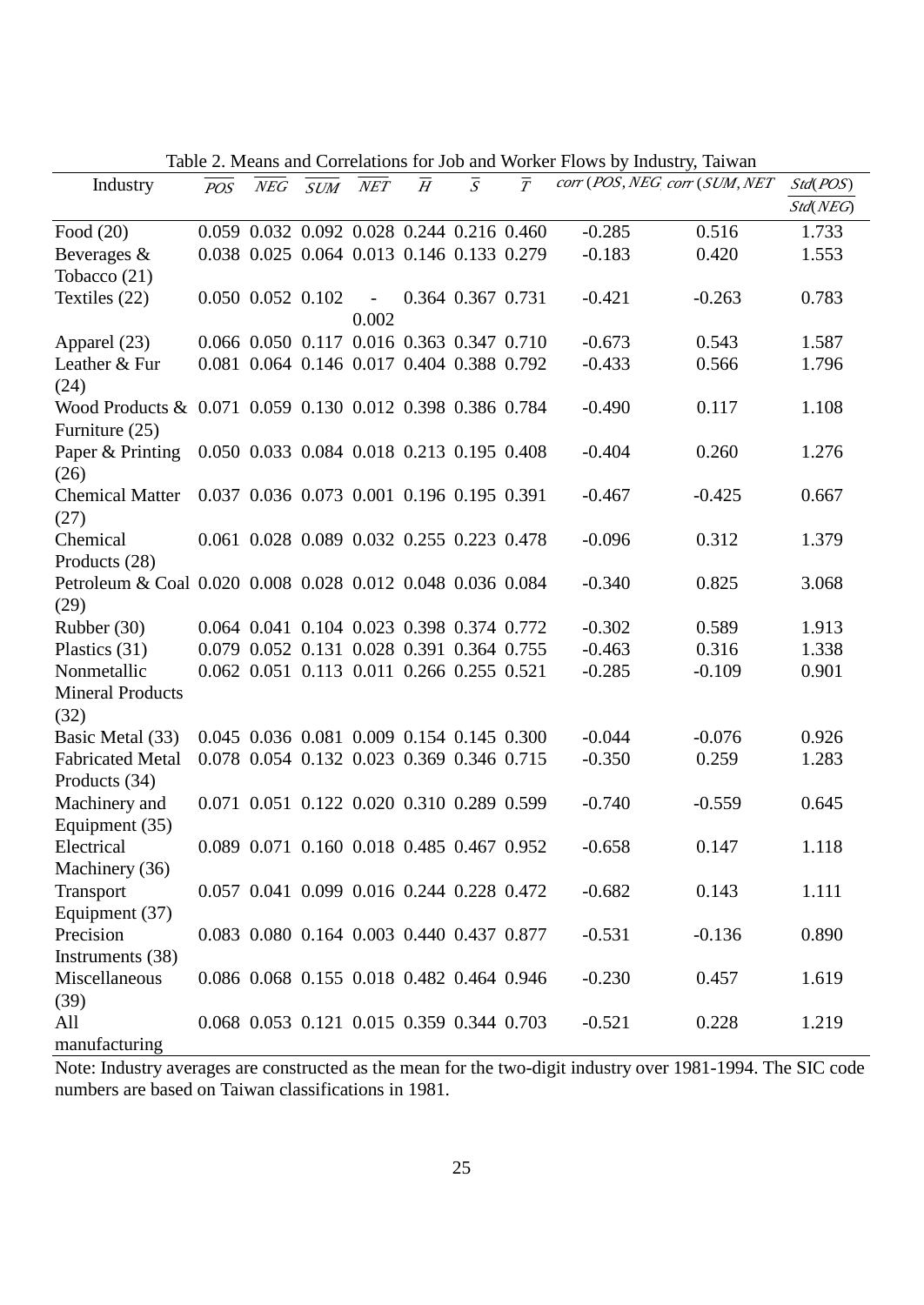Table 2. Means and Correlations for Job and Worker Flows by Industry, Taiwan

| Industry | $\overline{POS}$ | $\overline{NEG}$ | $\overline{SUM}$ | $\overline{NET}$ | $\overline{H}$ | $\overline{S}$ | $\overline{T}$ | $corr(POS, NEG)$ | $corr(SUM, NET)$ | $\frac{Std(POS)}{Std(NEG)}$ |
|---|---|---|---|---|---|---|---|---|---|---|
| Food (20) | 0.059 | 0.032 | 0.092 | 0.028 | 0.244 | 0.216 | 0.460 | -0.285 | 0.516 | 1.733 |
| Beverages & Tobacco (21) | 0.038 | 0.025 | 0.064 | 0.013 | 0.146 | 0.133 | 0.279 | -0.183 | 0.420 | 1.553 |
| Textiles (22) | 0.050 | 0.052 | 0.102 | -0.002 | 0.364 | 0.367 | 0.731 | -0.421 | -0.263 | 0.783 |
| Apparel (23) | 0.066 | 0.050 | 0.117 | 0.016 | 0.363 | 0.347 | 0.710 | -0.673 | 0.543 | 1.587 |
| Leather & Fur (24) | 0.081 | 0.064 | 0.146 | 0.017 | 0.404 | 0.388 | 0.792 | -0.433 | 0.566 | 1.796 |
| Wood Products & Furniture (25) | 0.071 | 0.059 | 0.130 | 0.012 | 0.398 | 0.386 | 0.784 | -0.490 | 0.117 | 1.108 |
| Paper & Printing (26) | 0.050 | 0.033 | 0.084 | 0.018 | 0.213 | 0.195 | 0.408 | -0.404 | 0.260 | 1.276 |
| Chemical Matter (27) | 0.037 | 0.036 | 0.073 | 0.001 | 0.196 | 0.195 | 0.391 | -0.467 | -0.425 | 0.667 |
| Chemical Products (28) | 0.061 | 0.028 | 0.089 | 0.032 | 0.255 | 0.223 | 0.478 | -0.096 | 0.312 | 1.379 |
| Petroleum & Coal (29) | 0.020 | 0.008 | 0.028 | 0.012 | 0.048 | 0.036 | 0.084 | -0.340 | 0.825 | 3.068 |
| Rubber (30) | 0.064 | 0.041 | 0.104 | 0.023 | 0.398 | 0.374 | 0.772 | -0.302 | 0.589 | 1.913 |
| Plastics (31) | 0.079 | 0.052 | 0.131 | 0.028 | 0.391 | 0.364 | 0.755 | -0.463 | 0.316 | 1.338 |
| Nonmetallic Mineral Products (32) | 0.062 | 0.051 | 0.113 | 0.011 | 0.266 | 0.255 | 0.521 | -0.285 | -0.109 | 0.901 |
| Basic Metal (33) | 0.045 | 0.036 | 0.081 | 0.009 | 0.154 | 0.145 | 0.300 | -0.044 | -0.076 | 0.926 |
| Fabricated Metal Products (34) | 0.078 | 0.054 | 0.132 | 0.023 | 0.369 | 0.346 | 0.715 | -0.350 | 0.259 | 1.283 |
| Machinery and Equipment (35) | 0.071 | 0.051 | 0.122 | 0.020 | 0.310 | 0.289 | 0.599 | -0.740 | -0.559 | 0.645 |
| Electrical Machinery (36) | 0.089 | 0.071 | 0.160 | 0.018 | 0.485 | 0.467 | 0.952 | -0.658 | 0.147 | 1.118 |
| Transport Equipment (37) | 0.057 | 0.041 | 0.099 | 0.016 | 0.244 | 0.228 | 0.472 | -0.682 | 0.143 | 1.111 |
| Precision Instruments (38) | 0.083 | 0.080 | 0.164 | 0.003 | 0.440 | 0.437 | 0.877 | -0.531 | -0.136 | 0.890 |
| Miscellaneous (39) | 0.086 | 0.068 | 0.155 | 0.018 | 0.482 | 0.464 | 0.946 | -0.230 | 0.457 | 1.619 |
| All manufacturing | 0.068 | 0.053 | 0.121 | 0.015 | 0.359 | 0.344 | 0.703 | -0.521 | 0.228 | 1.219 |

Note: Industry averages are constructed as the mean for the two-digit industry over 1981-1994. The SIC code numbers are based on Taiwan classifications in 1981.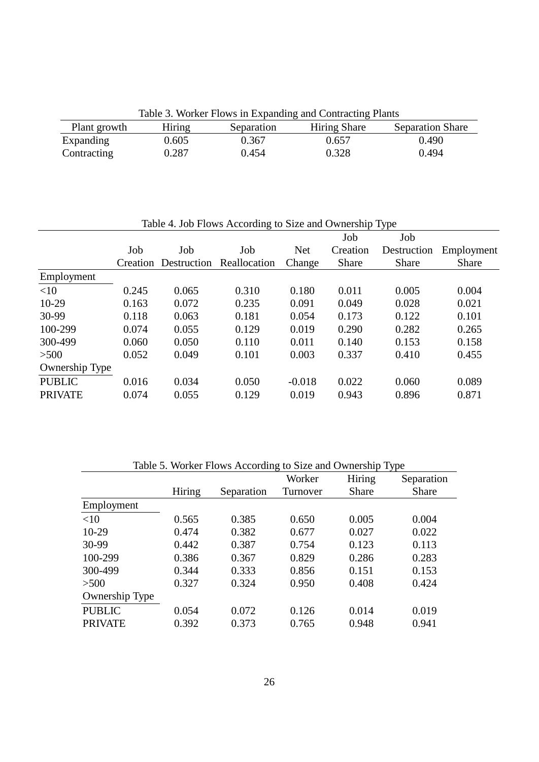Table 3. Worker Flows in Expanding and Contracting Plants

| Plant growth | Hiring | Separation | Hiring Share | Separation Share |
|---|---|---|---|---|
| Expanding | 0.605 | 0.367 | 0.657 | 0.490 |
| Contracting | 0.287 | 0.454 | 0.328 | 0.494 |

Table 4. Job Flows According to Size and Ownership Type

| | Job Creation | Job Destruction | Job Reallocation | Net Change | Job Creation Share | Job Destruction Share | Employment Share |
|---|---|---|---|---|---|---|---|
| Employment | | | | | | | |
| <10 | 0.245 | 0.065 | 0.310 | 0.180 | 0.011 | 0.005 | 0.004 |
| 10-29 | 0.163 | 0.072 | 0.235 | 0.091 | 0.049 | 0.028 | 0.021 |
| 30-99 | 0.118 | 0.063 | 0.181 | 0.054 | 0.173 | 0.122 | 0.101 |
| 100-299 | 0.074 | 0.055 | 0.129 | 0.019 | 0.290 | 0.282 | 0.265 |
| 300-499 | 0.060 | 0.050 | 0.110 | 0.011 | 0.140 | 0.153 | 0.158 |
| >500 | 0.052 | 0.049 | 0.101 | 0.003 | 0.337 | 0.410 | 0.455 |
| Ownership Type | | | | | | | |
| PUBLIC | 0.016 | 0.034 | 0.050 | -0.018 | 0.022 | 0.060 | 0.089 |
| PRIVATE | 0.074 | 0.055 | 0.129 | 0.019 | 0.943 | 0.896 | 0.871 |

Table 5. Worker Flows According to Size and Ownership Type

| | Hiring | Separation | Worker Turnover | Hiring Share | Separation Share |
|---|---|---|---|---|---|
| Employment | | | | | |
| <10 | 0.565 | 0.385 | 0.650 | 0.005 | 0.004 |
| 10-29 | 0.474 | 0.382 | 0.677 | 0.027 | 0.022 |
| 30-99 | 0.442 | 0.387 | 0.754 | 0.123 | 0.113 |
| 100-299 | 0.386 | 0.367 | 0.829 | 0.286 | 0.283 |
| 300-499 | 0.344 | 0.333 | 0.856 | 0.151 | 0.153 |
| >500 | 0.327 | 0.324 | 0.950 | 0.408 | 0.424 |
| Ownership Type | | | | | |
| PUBLIC | 0.054 | 0.072 | 0.126 | 0.014 | 0.019 |
| PRIVATE | 0.392 | 0.373 | 0.765 | 0.948 | 0.941 |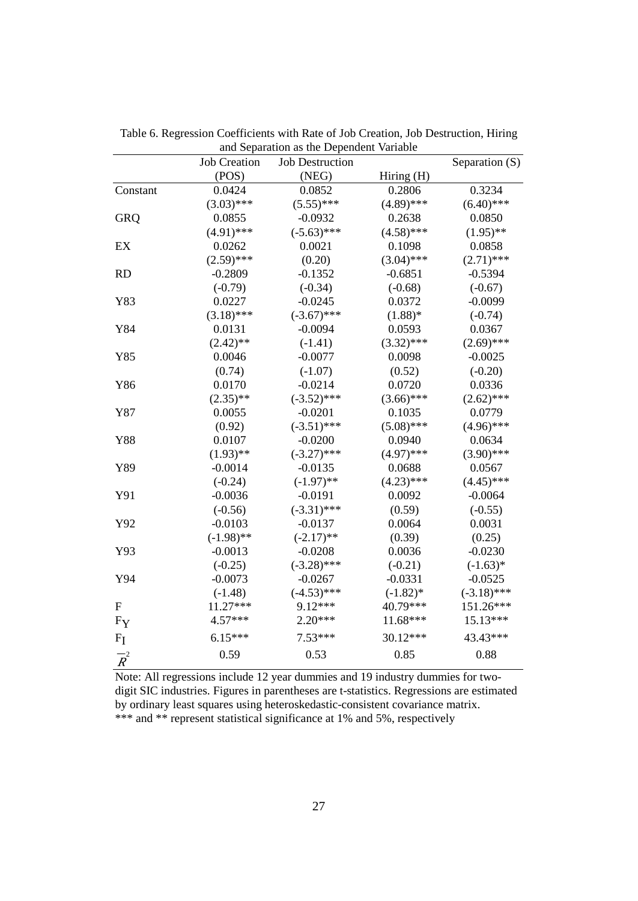Table 6. Regression Coefficients with Rate of Job Creation, Job Destruction, Hiring and Separation as the Dependent Variable

| | Job Creation (POS) | Job Destruction (NEG) | Hiring (H) | Separation (S) |
|---|---|---|---|---|
| Constant | 0.0424 | 0.0852 | 0.2806 | 0.3234 |
| | (3.03)*** | (5.55)*** | (4.89)*** | (6.40)*** |
| GRQ | 0.0855 | -0.0932 | 0.2638 | 0.0850 |
| | (4.91)*** | (-5.63)*** | (4.58)*** | (1.95)** |
| EX | 0.0262 | 0.0021 | 0.1098 | 0.0858 |
| | (2.59)*** | (0.20) | (3.04)*** | (2.71)*** |
| RD | -0.2809 | -0.1352 | -0.6851 | -0.5394 |
| | (-0.79) | (-0.34) | (-0.68) | (-0.67) |
| Y83 | 0.0227 | -0.0245 | 0.0372 | -0.0099 |
| | (3.18)*** | (-3.67)*** | (1.88)* | (-0.74) |
| Y84 | 0.0131 | -0.0094 | 0.0593 | 0.0367 |
| | (2.42)** | (-1.41) | (3.32)*** | (2.69)*** |
| Y85 | 0.0046 | -0.0077 | 0.0098 | -0.0025 |
| | (0.74) | (-1.07) | (0.52) | (-0.20) |
| Y86 | 0.0170 | -0.0214 | 0.0720 | 0.0336 |
| | (2.35)** | (-3.52)*** | (3.66)*** | (2.62)*** |
| Y87 | 0.0055 | -0.0201 | 0.1035 | 0.0779 |
| | (0.92) | (-3.51)*** | (5.08)*** | (4.96)*** |
| Y88 | 0.0107 | -0.0200 | 0.0940 | 0.0634 |
| | (1.93)** | (-3.27)*** | (4.97)*** | (3.90)*** |
| Y89 | -0.0014 | -0.0135 | 0.0688 | 0.0567 |
| | (-0.24) | (-1.97)** | (4.23)*** | (4.45)*** |
| Y91 | -0.0036 | -0.0191 | 0.0092 | -0.0064 |
| | (-0.56) | (-3.31)*** | (0.59) | (-0.55) |
| Y92 | -0.0103 | -0.0137 | 0.0064 | 0.0031 |
| | (-1.98)** | (-2.17)** | (0.39) | (0.25) |
| Y93 | -0.0013 | -0.0208 | 0.0036 | -0.0230 |
| | (-0.25) | (-3.28)*** | (-0.21) | (-1.63)* |
| Y94 | -0.0073 | -0.0267 | -0.0331 | -0.0525 |
| | (-1.48) | (-4.53)*** | (-1.82)* | (-3.18)*** |
| F | 11.27*** | 9.12*** | 40.79*** | 151.26*** |
| $F_Y$ | 4.57*** | 2.20*** | 11.68*** | 15.13*** |
| $F_I$ | 6.15*** | 7.53*** | 30.12*** | 43.43*** |
| $\overline{R}^2$ | 0.59 | 0.53 | 0.85 | 0.88 |

Note: All regressions include 12 year dummies and 19 industry dummies for two-digit SIC industries. Figures in parentheses are t-statistics. Regressions are estimated by ordinary least squares using heteroskedastic-consistent covariance matrix.
*** and ** represent statistical significance at 1% and 5%, respectively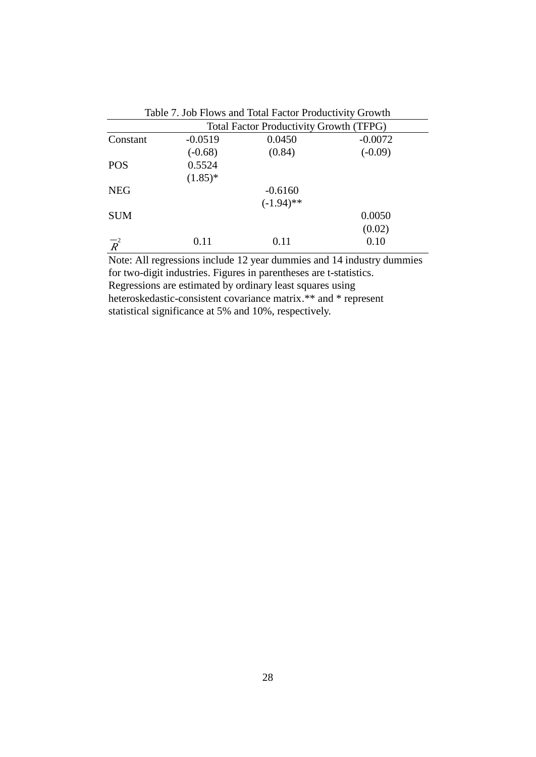Table 7. Job Flows and Total Factor Productivity Growth

| | Total Factor Productivity Growth (TFPG) | | |
|---|---|---|---|
| Constant | -0.0519 | 0.0450 | -0.0072 |
| | (-0.68) | (0.84) | (-0.09) |
| POS | 0.5524 | | |
| | (1.85)* | | |
| NEG | | -0.6160 | |
| | | (-1.94)** | |
| SUM | | | 0.0050 |
| | | | (0.02) |
| $\overline{R}^2$ | 0.11 | 0.11 | 0.10 |

Note: All regressions include 12 year dummies and 14 industry dummies for two-digit industries. Figures in parentheses are t-statistics. Regressions are estimated by ordinary least squares using heteroskedastic-consistent covariance matrix.** and * represent statistical significance at 5% and 10%, respectively.